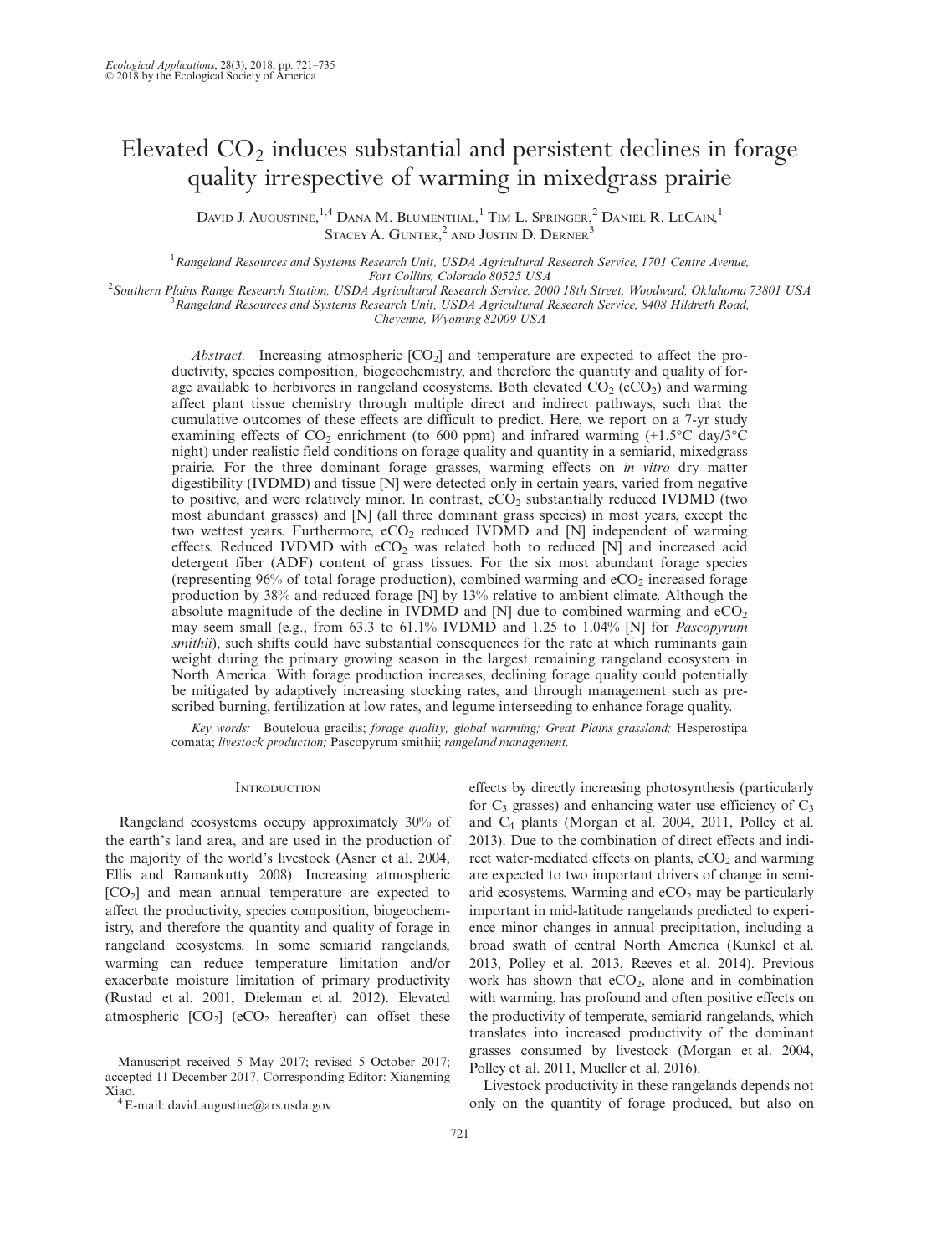# Elevated $CO_2$ induces substantial and persistent declines in forage quality irrespective of warming in mixedgrass prairie

David J. Augustine,[1,4] Dana M. Blumenthal,[1] Tim L. Springer,[2] Daniel R. LeCain,[1] Stacey A. Gunter,[2] and Justin D. Derner[3]

[1]Rangeland Resources and Systems Research Unit, USDA Agricultural Research Service, 1701 Centre Avenue, Fort Collins, Colorado 80525 USA

[2]Southern Plains Range Research Station, USDA Agricultural Research Service, 2000 18th Street, Woodward, Oklahoma 73801 USA

[3]Rangeland Resources and Systems Research Unit, USDA Agricultural Research Service, 8408 Hildreth Road, Cheyenne, Wyoming 82009 USA

*Abstract.* Increasing atmospheric [$CO_2$] and temperature are expected to affect the productivity, species composition, biogeochemistry, and therefore the quantity and quality of forage available to herbivores in rangeland ecosystems. Both elevated $CO_2$ ($eCO_2$) and warming affect plant tissue chemistry through multiple direct and indirect pathways, such that the cumulative outcomes of these effects are difficult to predict. Here, we report on a 7-yr study examining effects of $CO_2$ enrichment (to 600 ppm) and infrared warming (+1.5°C day/3°C night) under realistic field conditions on forage quality and quantity in a semiarid, mixedgrass prairie. For the three dominant forage grasses, warming effects on *in vitro* dry matter digestibility (IVDMD) and tissue [N] were detected only in certain years, varied from negative to positive, and were relatively minor. In contrast, $eCO_2$ substantially reduced IVDMD (two most abundant grasses) and [N] (all three dominant grass species) in most years, except the two wettest years. Furthermore, $eCO_2$ reduced IVDMD and [N] independent of warming effects. Reduced IVDMD with $eCO_2$ was related both to reduced [N] and increased acid detergent fiber (ADF) content of grass tissues. For the six most abundant forage species (representing 96% of total forage production), combined warming and $eCO_2$ increased forage production by 38% and reduced forage [N] by 13% relative to ambient climate. Although the absolute magnitude of the decline in IVDMD and [N] due to combined warming and $eCO_2$ may seem small (e.g., from 63.3 to 61.1% IVDMD and 1.25 to 1.04% [N] for *Pascopyrum smithii*), such shifts could have substantial consequences for the rate at which ruminants gain weight during the primary growing season in the largest remaining rangeland ecosystem in North America. With forage production increases, declining forage quality could potentially be mitigated by adaptively increasing stocking rates, and through management such as prescribed burning, fertilization at low rates, and legume interseeding to enhance forage quality.

*Key words:* Bouteloua gracilis; *forage quality; global warming; Great Plains grassland;* Hesperostipa comata; *livestock production;* Pascopyrum smithii; *rangeland management.*

## Introduction

Rangeland ecosystems occupy approximately 30% of the earth's land area, and are used in the production of the majority of the world's livestock (Asner et al. 2004, Ellis and Ramankutty 2008). Increasing atmospheric [$CO_2$] and mean annual temperature are expected to affect the productivity, species composition, biogeochemistry, and therefore the quantity and quality of forage in rangeland ecosystems. In some semiarid rangelands, warming can reduce temperature limitation and/or exacerbate moisture limitation of primary productivity (Rustad et al. 2001, Dieleman et al. 2012). Elevated atmospheric [$CO_2$] ($eCO_2$ hereafter) can offset these effects by directly increasing photosynthesis (particularly for $C_3$ grasses) and enhancing water use efficiency of $C_3$ and $C_4$ plants (Morgan et al. 2004, 2011, Polley et al. 2013). Due to the combination of direct effects and indirect water-mediated effects on plants, $eCO_2$ and warming are expected to two important drivers of change in semiarid ecosystems. Warming and $eCO_2$ may be particularly important in mid-latitude rangelands predicted to experience minor changes in annual precipitation, including a broad swath of central North America (Kunkel et al. 2013, Polley et al. 2013, Reeves et al. 2014). Previous work has shown that $eCO_2$, alone and in combination with warming, has profound and often positive effects on the productivity of temperate, semiarid rangelands, which translates into increased productivity of the dominant grasses consumed by livestock (Morgan et al. 2004, Polley et al. 2011, Mueller et al. 2016).

Livestock productivity in these rangelands depends not only on the quantity of forage produced, but also on

Manuscript received 5 May 2017; revised 5 October 2017; accepted 11 December 2017. Corresponding Editor: Xiangming Xiao.

[4]E-mail: david.augustine@ars.usda.gov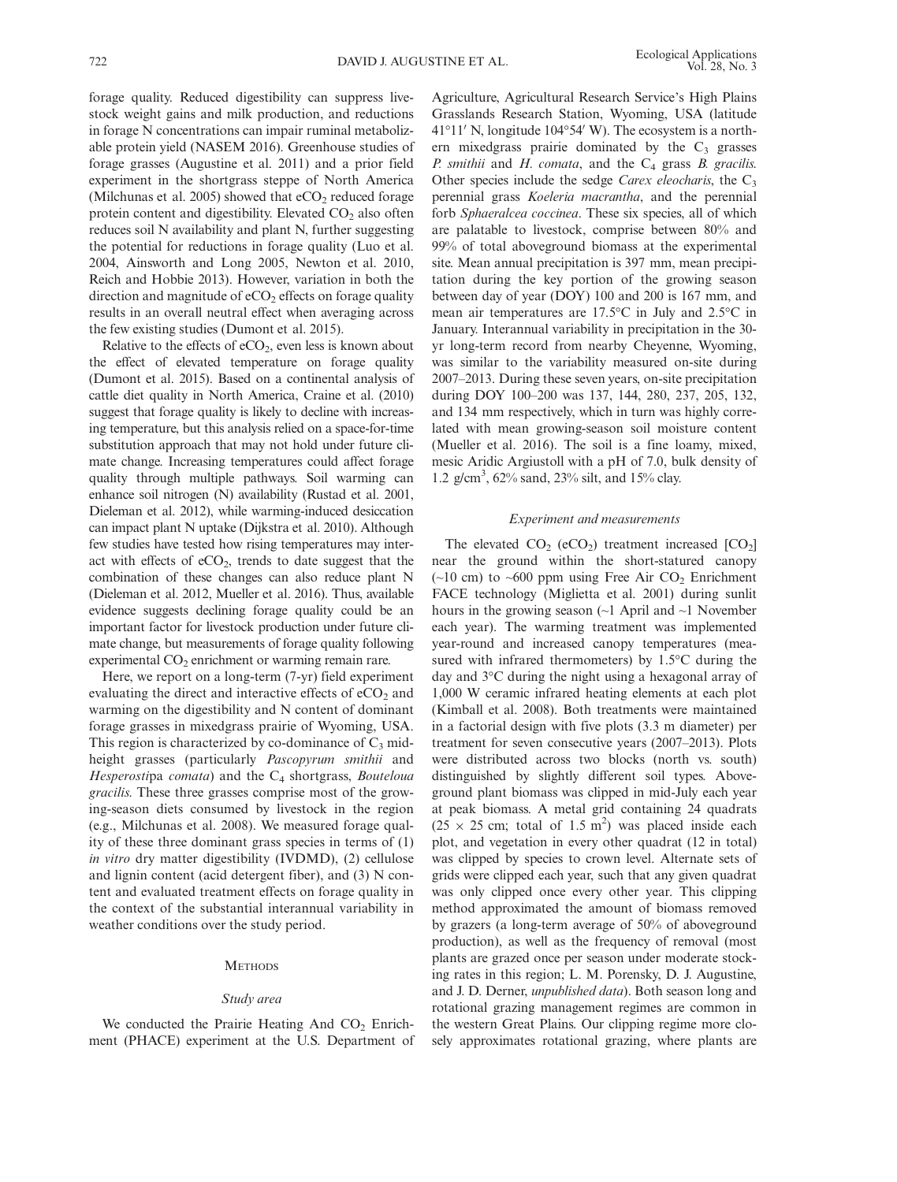forage quality. Reduced digestibility can suppress livestock weight gains and milk production, and reductions in forage N concentrations can impair ruminal metabolizable protein yield (NASEM 2016). Greenhouse studies of forage grasses (Augustine et al. 2011) and a prior field experiment in the shortgrass steppe of North America (Milchunas et al. 2005) showed that $eCO_2$ reduced forage protein content and digestibility. Elevated $CO_2$ also often reduces soil N availability and plant N, further suggesting the potential for reductions in forage quality (Luo et al. 2004, Ainsworth and Long 2005, Newton et al. 2010, Reich and Hobbie 2013). However, variation in both the direction and magnitude of $eCO_2$ effects on forage quality results in an overall neutral effect when averaging across the few existing studies (Dumont et al. 2015).

Relative to the effects of $eCO_2$, even less is known about the effect of elevated temperature on forage quality (Dumont et al. 2015). Based on a continental analysis of cattle diet quality in North America, Craine et al. (2010) suggest that forage quality is likely to decline with increasing temperature, but this analysis relied on a space-for-time substitution approach that may not hold under future climate change. Increasing temperatures could affect forage quality through multiple pathways. Soil warming can enhance soil nitrogen (N) availability (Rustad et al. 2001, Dieleman et al. 2012), while warming-induced desiccation can impact plant N uptake (Dijkstra et al. 2010). Although few studies have tested how rising temperatures may interact with effects of $eCO_2$, trends to date suggest that the combination of these changes can also reduce plant N (Dieleman et al. 2012, Mueller et al. 2016). Thus, available evidence suggests declining forage quality could be an important factor for livestock production under future climate change, but measurements of forage quality following experimental $CO_2$ enrichment or warming remain rare.

Here, we report on a long-term (7-yr) field experiment evaluating the direct and interactive effects of $eCO_2$ and warming on the digestibility and N content of dominant forage grasses in mixedgrass prairie of Wyoming, USA. This region is characterized by co-dominance of $C_3$ mid-height grasses (particularly *Pascopyrum smithii* and *Hesperostipa comata*) and the $C_4$ shortgrass, *Bouteloua gracilis*. These three grasses comprise most of the growing-season diets consumed by livestock in the region (e.g., Milchunas et al. 2008). We measured forage quality of these three dominant grass species in terms of (1) *in vitro* dry matter digestibility (IVDMD), (2) cellulose and lignin content (acid detergent fiber), and (3) N content and evaluated treatment effects on forage quality in the context of the substantial interannual variability in weather conditions over the study period.

## Methods

### Study area

We conducted the Prairie Heating And $CO_2$ Enrichment (PHACE) experiment at the U.S. Department of Agriculture, Agricultural Research Service's High Plains Grasslands Research Station, Wyoming, USA (latitude 41°11′ N, longitude 104°54′ W). The ecosystem is a northern mixedgrass prairie dominated by the $C_3$ grasses *P. smithii* and *H. comata*, and the $C_4$ grass *B. gracilis*. Other species include the sedge *Carex eleocharis*, the $C_3$ perennial grass *Koeleria macrantha*, and the perennial forb *Sphaeralcea coccinea*. These six species, all of which are palatable to livestock, comprise between 80% and 99% of total aboveground biomass at the experimental site. Mean annual precipitation is 397 mm, mean precipitation during the key portion of the growing season between day of year (DOY) 100 and 200 is 167 mm, and mean air temperatures are 17.5°C in July and 2.5°C in January. Interannual variability in precipitation in the 30-yr long-term record from nearby Cheyenne, Wyoming, was similar to the variability measured on-site during 2007–2013. During these seven years, on-site precipitation during DOY 100–200 was 137, 144, 280, 237, 205, 132, and 134 mm respectively, which in turn was highly correlated with mean growing-season soil moisture content (Mueller et al. 2016). The soil is a fine loamy, mixed, mesic Aridic Argiustoll with a pH of 7.0, bulk density of 1.2 g/cm$^3$, 62% sand, 23% silt, and 15% clay.

### Experiment and measurements

The elevated $CO_2$ ($eCO_2$) treatment increased [$CO_2$] near the ground within the short-statured canopy (~10 cm) to ~600 ppm using Free Air $CO_2$ Enrichment FACE technology (Miglietta et al. 2001) during sunlit hours in the growing season (~1 April and ~1 November each year). The warming treatment was implemented year-round and increased canopy temperatures (measured with infrared thermometers) by 1.5°C during the day and 3°C during the night using a hexagonal array of 1,000 W ceramic infrared heating elements at each plot (Kimball et al. 2008). Both treatments were maintained in a factorial design with five plots (3.3 m diameter) per treatment for seven consecutive years (2007–2013). Plots were distributed across two blocks (north vs. south) distinguished by slightly different soil types. Aboveground plant biomass was clipped in mid-July each year at peak biomass. A metal grid containing 24 quadrats ($25 \times 25$ cm; total of 1.5 m$^2$) was placed inside each plot, and vegetation in every other quadrat (12 in total) was clipped by species to crown level. Alternate sets of grids were clipped each year, such that any given quadrat was only clipped once every other year. This clipping method approximated the amount of biomass removed by grazers (a long-term average of 50% of aboveground production), as well as the frequency of removal (most plants are grazed once per season under moderate stocking rates in this region; L. M. Porensky, D. J. Augustine, and J. D. Derner, *unpublished data*). Both season long and rotational grazing management regimes are common in the western Great Plains. Our clipping regime more closely approximates rotational grazing, where plants are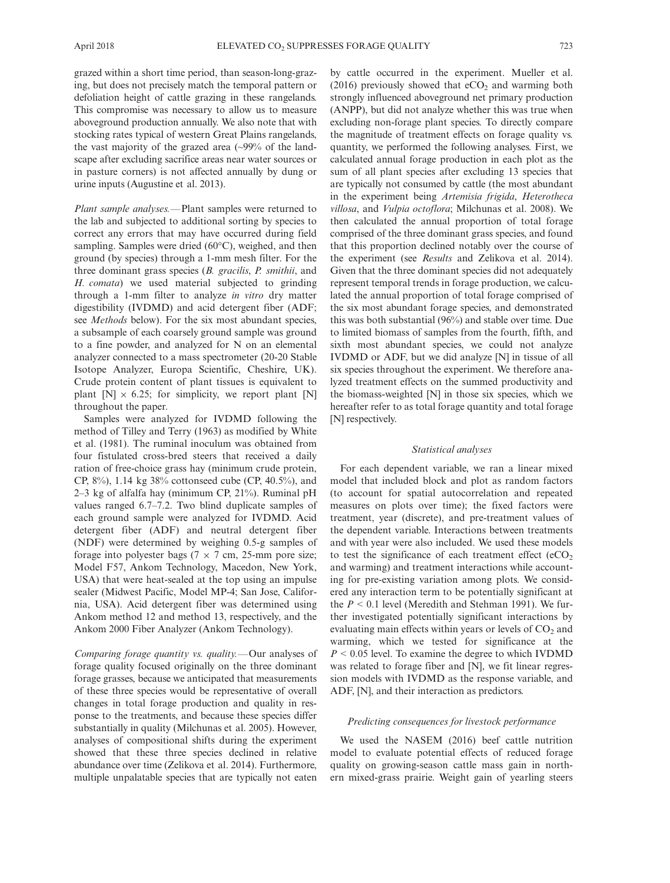grazed within a short time period, than season-long-grazing, but does not precisely match the temporal pattern or defoliation height of cattle grazing in these rangelands. This compromise was necessary to allow us to measure aboveground production annually. We also note that with stocking rates typical of western Great Plains rangelands, the vast majority of the grazed area (~99% of the landscape after excluding sacrifice areas near water sources or in pasture corners) is not affected annually by dung or urine inputs (Augustine et al. 2013).

*Plant sample analyses.*—Plant samples were returned to the lab and subjected to additional sorting by species to correct any errors that may have occurred during field sampling. Samples were dried (60°C), weighed, and then ground (by species) through a 1-mm mesh filter. For the three dominant grass species (*B. gracilis*, *P. smithii*, and *H. comata*) we used material subjected to grinding through a 1-mm filter to analyze *in vitro* dry matter digestibility (IVDMD) and acid detergent fiber (ADF; see *Methods* below). For the six most abundant species, a subsample of each coarsely ground sample was ground to a fine powder, and analyzed for N on an elemental analyzer connected to a mass spectrometer (20-20 Stable Isotope Analyzer, Europa Scientific, Cheshire, UK). Crude protein content of plant tissues is equivalent to plant [N] × 6.25; for simplicity, we report plant [N] throughout the paper.

Samples were analyzed for IVDMD following the method of Tilley and Terry (1963) as modified by White et al. (1981). The ruminal inoculum was obtained from four fistulated cross-bred steers that received a daily ration of free-choice grass hay (minimum crude protein, CP, 8%), 1.14 kg 38% cottonseed cube (CP, 40.5%), and 2–3 kg of alfalfa hay (minimum CP, 21%). Ruminal pH values ranged 6.7–7.2. Two blind duplicate samples of each ground sample were analyzed for IVDMD. Acid detergent fiber (ADF) and neutral detergent fiber (NDF) were determined by weighing 0.5-g samples of forage into polyester bags (7 × 7 cm, 25-mm pore size; Model F57, Ankom Technology, Macedon, New York, USA) that were heat-sealed at the top using an impulse sealer (Midwest Pacific, Model MP-4; San Jose, California, USA). Acid detergent fiber was determined using Ankom method 12 and method 13, respectively, and the Ankom 2000 Fiber Analyzer (Ankom Technology).

*Comparing forage quantity vs. quality.*—Our analyses of forage quality focused originally on the three dominant forage grasses, because we anticipated that measurements of these three species would be representative of overall changes in total forage production and quality in response to the treatments, and because these species differ substantially in quality (Milchunas et al. 2005). However, analyses of compositional shifts during the experiment showed that these three species declined in relative abundance over time (Zelikova et al. 2014). Furthermore, multiple unpalatable species that are typically not eaten by cattle occurred in the experiment. Mueller et al. (2016) previously showed that $eCO_2$ and warming both strongly influenced aboveground net primary production (ANPP), but did not analyze whether this was true when excluding non-forage plant species. To directly compare the magnitude of treatment effects on forage quality vs. quantity, we performed the following analyses. First, we calculated annual forage production in each plot as the sum of all plant species after excluding 13 species that are typically not consumed by cattle (the most abundant in the experiment being *Artemisia frigida*, *Heterotheca villosa*, and *Vulpia octoflora*; Milchunas et al. 2008). We then calculated the annual proportion of total forage comprised of the three dominant grass species, and found that this proportion declined notably over the course of the experiment (see *Results* and Zelikova et al. 2014). Given that the three dominant species did not adequately represent temporal trends in forage production, we calculated the annual proportion of total forage comprised of the six most abundant forage species, and demonstrated this was both substantial (96%) and stable over time. Due to limited biomass of samples from the fourth, fifth, and sixth most abundant species, we could not analyze IVDMD or ADF, but we did analyze [N] in tissue of all six species throughout the experiment. We therefore analyzed treatment effects on the summed productivity and the biomass-weighted [N] in those six species, which we hereafter refer to as total forage quantity and total forage [N] respectively.

### Statistical analyses

For each dependent variable, we ran a linear mixed model that included block and plot as random factors (to account for spatial autocorrelation and repeated measures on plots over time); the fixed factors were treatment, year (discrete), and pre-treatment values of the dependent variable. Interactions between treatments and with year were also included. We used these models to test the significance of each treatment effect ($eCO_2$ and warming) and treatment interactions while accounting for pre-existing variation among plots. We considered any interaction term to be potentially significant at the $P < 0.1$ level (Meredith and Stehman 1991). We further investigated potentially significant interactions by evaluating main effects within years or levels of $CO_2$ and warming, which we tested for significance at the $P < 0.05$ level. To examine the degree to which IVDMD was related to forage fiber and [N], we fit linear regression models with IVDMD as the response variable, and ADF, [N], and their interaction as predictors.

### Predicting consequences for livestock performance

We used the NASEM (2016) beef cattle nutrition model to evaluate potential effects of reduced forage quality on growing-season cattle mass gain in northern mixed-grass prairie. Weight gain of yearling steers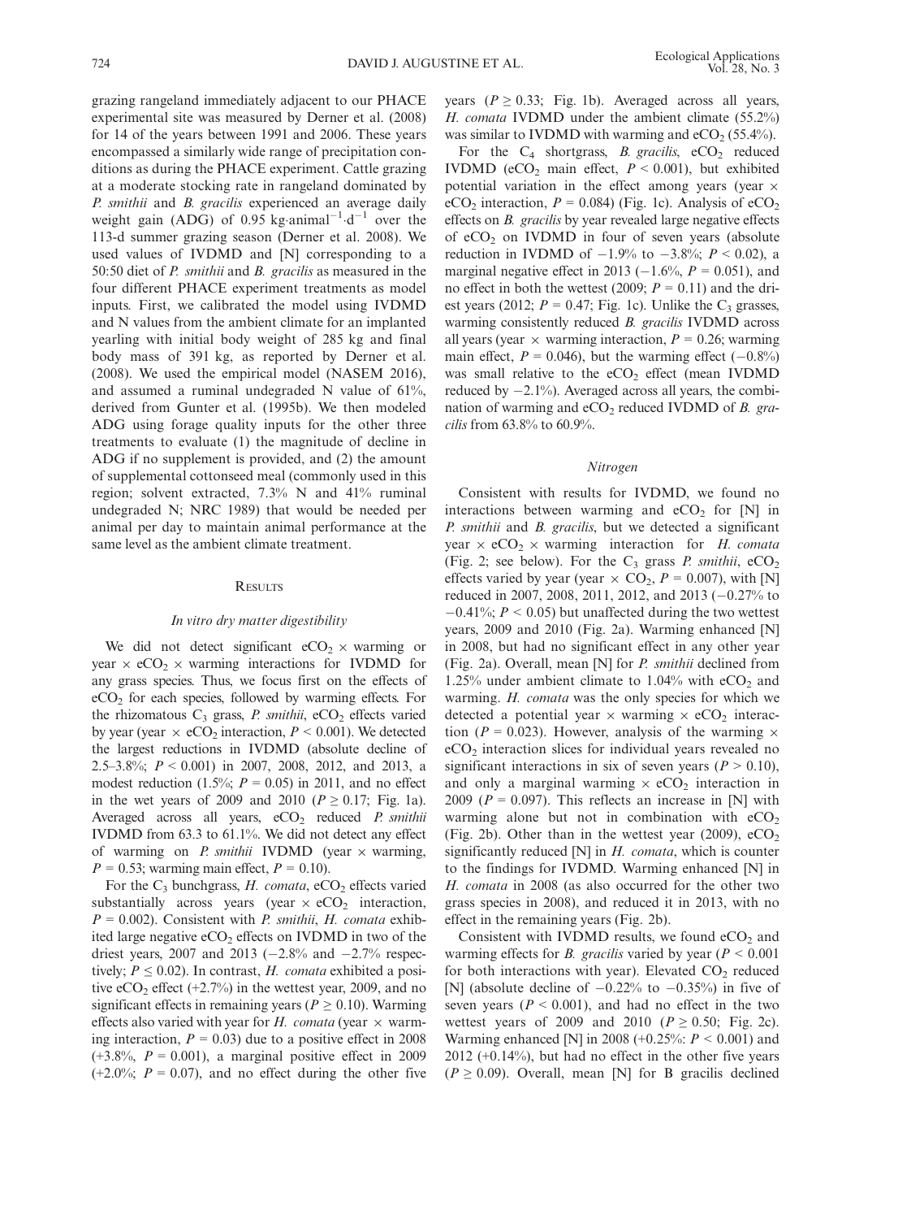grazing rangeland immediately adjacent to our PHACE experimental site was measured by Derner et al. (2008) for 14 of the years between 1991 and 2006. These years encompassed a similarly wide range of precipitation conditions as during the PHACE experiment. Cattle grazing at a moderate stocking rate in rangeland dominated by *P. smithii* and *B. gracilis* experienced an average daily weight gain (ADG) of 0.95 kg·animal$^{-1}$·d$^{-1}$ over the 113-d summer grazing season (Derner et al. 2008). We used values of IVDMD and [N] corresponding to a 50:50 diet of *P. smithii* and *B. gracilis* as measured in the four different PHACE experiment treatments as model inputs. First, we calibrated the model using IVDMD and N values from the ambient climate for an implanted yearling with initial body weight of 285 kg and final body mass of 391 kg, as reported by Derner et al. (2008). We used the empirical model (NASEM 2016), and assumed a ruminal undegraded N value of 61%, derived from Gunter et al. (1995b). We then modeled ADG using forage quality inputs for the other three treatments to evaluate (1) the magnitude of decline in ADG if no supplement is provided, and (2) the amount of supplemental cottonseed meal (commonly used in this region; solvent extracted, 7.3% N and 41% ruminal undegraded N; NRC 1989) that would be needed per animal per day to maintain animal performance at the same level as the ambient climate treatment.

## Results

### In vitro dry matter digestibility

We did not detect significant e$CO_2$ × warming or year × e$CO_2$ × warming interactions for IVDMD for any grass species. Thus, we focus first on the effects of e$CO_2$ for each species, followed by warming effects. For the rhizomatous $C_3$ grass, *P. smithii*, e$CO_2$ effects varied by year (year × e$CO_2$ interaction, $P < 0.001$). We detected the largest reductions in IVDMD (absolute decline of 2.5–3.8%; $P < 0.001$) in 2007, 2008, 2012, and 2013, a modest reduction (1.5%; $P = 0.05$) in 2011, and no effect in the wet years of 2009 and 2010 ($P \geq 0.17$; Fig. 1a). Averaged across all years, e$CO_2$ reduced *P. smithii* IVDMD from 63.3 to 61.1%. We did not detect any effect of warming on *P. smithii* IVDMD (year × warming, $P = 0.53$; warming main effect, $P = 0.10$).

For the $C_3$ bunchgrass, *H. comata*, e$CO_2$ effects varied substantially across years (year × e$CO_2$ interaction, $P = 0.002$). Consistent with *P. smithii*, *H. comata* exhibited large negative e$CO_2$ effects on IVDMD in two of the driest years, 2007 and 2013 (−2.8% and −2.7% respectively; $P \leq 0.02$). In contrast, *H. comata* exhibited a positive e$CO_2$ effect (+2.7%) in the wettest year, 2009, and no significant effects in remaining years ($P \geq 0.10$). Warming effects also varied with year for *H. comata* (year × warming interaction, $P = 0.03$) due to a positive effect in 2008 (+3.8%, $P = 0.001$), a marginal positive effect in 2009 (+2.0%; $P = 0.07$), and no effect during the other five years ($P \geq 0.33$; Fig. 1b). Averaged across all years, *H. comata* IVDMD under the ambient climate (55.2%) was similar to IVDMD with warming and e$CO_2$ (55.4%).

For the $C_4$ shortgrass, *B. gracilis*, e$CO_2$ reduced IVDMD (e$CO_2$ main effect, $P < 0.001$), but exhibited potential variation in the effect among years (year × e$CO_2$ interaction, $P = 0.084$) (Fig. 1c). Analysis of e$CO_2$ effects on *B. gracilis* by year revealed large negative effects of e$CO_2$ on IVDMD in four of seven years (absolute reduction in IVDMD of −1.9% to −3.8%; $P < 0.02$), a marginal negative effect in 2013 (−1.6%, $P = 0.051$), and no effect in both the wettest (2009; $P = 0.11$) and the driest years (2012; $P = 0.47$; Fig. 1c). Unlike the $C_3$ grasses, warming consistently reduced *B. gracilis* IVDMD across all years (year × warming interaction, $P = 0.26$; warming main effect, $P = 0.046$), but the warming effect (−0.8%) was small relative to the e$CO_2$ effect (mean IVDMD reduced by −2.1%). Averaged across all years, the combination of warming and e$CO_2$ reduced IVDMD of *B. gracilis* from 63.8% to 60.9%.

### Nitrogen

Consistent with results for IVDMD, we found no interactions between warming and e$CO_2$ for [N] in *P. smithii* and *B. gracilis*, but we detected a significant year × e$CO_2$ × warming interaction for *H. comata* (Fig. 2; see below). For the $C_3$ grass *P. smithii*, e$CO_2$ effects varied by year (year × $CO_2$, $P = 0.007$), with [N] reduced in 2007, 2008, 2011, 2012, and 2013 (−0.27% to −0.41%; $P < 0.05$) but unaffected during the two wettest years, 2009 and 2010 (Fig. 2a). Warming enhanced [N] in 2008, but had no significant effect in any other year (Fig. 2a). Overall, mean [N] for *P. smithii* declined from 1.25% under ambient climate to 1.04% with e$CO_2$ and warming. *H. comata* was the only species for which we detected a potential year × warming × e$CO_2$ interaction ($P = 0.023$). However, analysis of the warming × e$CO_2$ interaction slices for individual years revealed no significant interactions in six of seven years ($P > 0.10$), and only a marginal warming × e$CO_2$ interaction in 2009 ($P = 0.097$). This reflects an increase in [N] with warming alone but not in combination with e$CO_2$ (Fig. 2b). Other than in the wettest year (2009), e$CO_2$ significantly reduced [N] in *H. comata*, which is counter to the findings for IVDMD. Warming enhanced [N] in *H. comata* in 2008 (as also occurred for the other two grass species in 2008), and reduced it in 2013, with no effect in the remaining years (Fig. 2b).

Consistent with IVDMD results, we found e$CO_2$ and warming effects for *B. gracilis* varied by year ($P < 0.001$ for both interactions with year). Elevated $CO_2$ reduced [N] (absolute decline of −0.22% to −0.35%) in five of seven years ($P < 0.001$), and had no effect in the two wettest years of 2009 and 2010 ($P \geq 0.50$; Fig. 2c). Warming enhanced [N] in 2008 (+0.25%: $P < 0.001$) and 2012 (+0.14%), but had no effect in the other five years ($P \geq 0.09$). Overall, mean [N] for B gracilis declined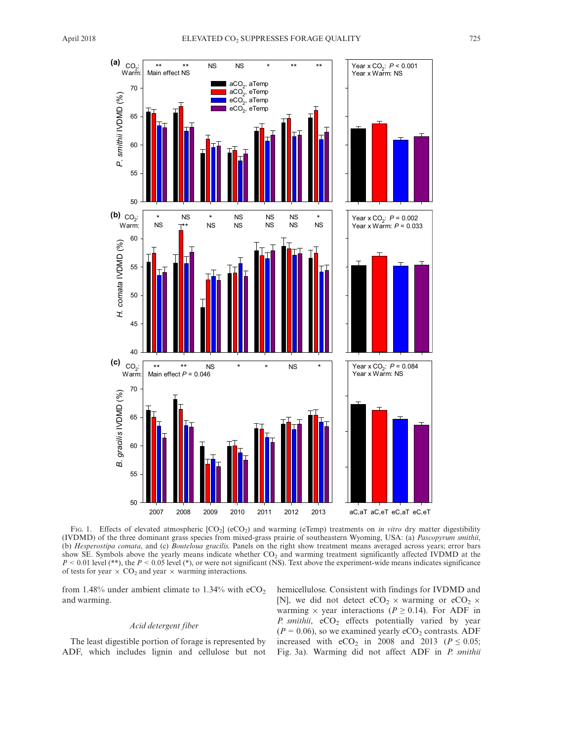Fig. 1. Effects of elevated atmospheric [$CO_2$] ($eCO_2$) and warming (eTemp) treatments on *in vitro* dry matter digestibility (IVDMD) of the three dominant grass species from mixed-grass prairie of southeastern Wyoming, USA: (a) *Pascopyrum smithii*, (b) *Hesperostipa comata*, and (c) *Bouteloua gracilis*. Panels on the right show treatment means averaged across years; error bars show SE. Symbols above the yearly means indicate whether $CO_2$ and warming treatment significantly affected IVDMD at the $P < 0.01$ level (**), the $P < 0.05$ level (*), or were not significant (NS). Text above the experiment-wide means indicates significance of tests for year × $CO_2$ and year × warming interactions.

from 1.48% under ambient climate to 1.34% with $eCO_2$ and warming.

### *Acid detergent fiber*

The least digestible portion of forage is represented by ADF, which includes lignin and cellulose but not hemicellulose. Consistent with findings for IVDMD and [N], we did not detect $eCO_2$ × warming or $eCO_2$ × warming × year interactions ($P \geq 0.14$). For ADF in *P. smithii*, $eCO_2$ effects potentially varied by year ($P = 0.06$), so we examined yearly $eCO_2$ contrasts. ADF increased with $eCO_2$ in 2008 and 2013 ($P \leq 0.05$; Fig. 3a). Warming did not affect ADF in *P. smithii*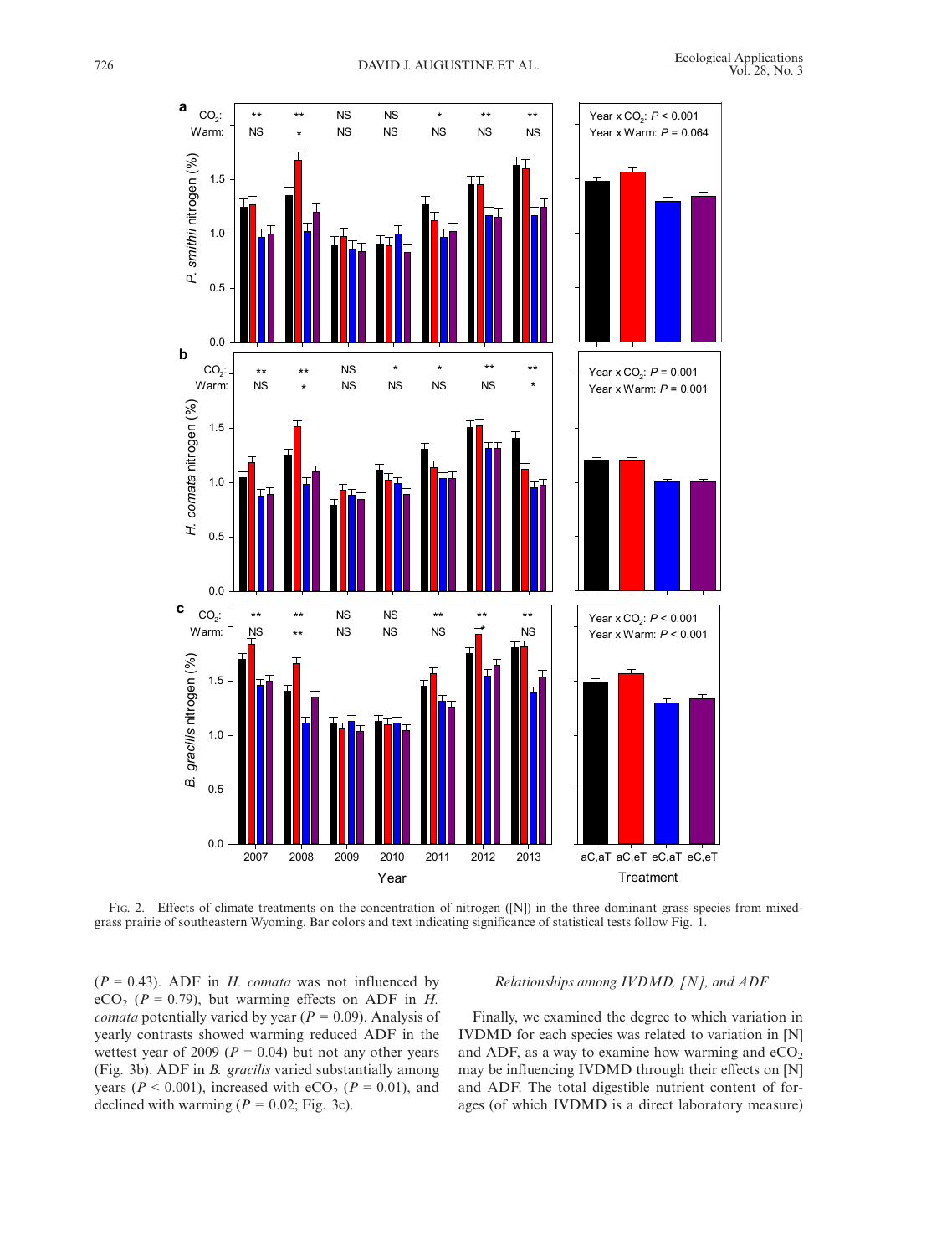Fig. 2. Effects of climate treatments on the concentration of nitrogen ([N]) in the three dominant grass species from mixed-grass prairie of southeastern Wyoming. Bar colors and text indicating significance of statistical tests follow Fig. 1.

($P$ = 0.43). ADF in *H. comata* was not influenced by $eCO_2$ ($P$ = 0.79), but warming effects on ADF in *H. comata* potentially varied by year ($P$ = 0.09). Analysis of yearly contrasts showed warming reduced ADF in the wettest year of 2009 ($P$ = 0.04) but not any other years (Fig. 3b). ADF in *B. gracilis* varied substantially among years ($P$ < 0.001), increased with $eCO_2$ ($P$ = 0.01), and declined with warming ($P$ = 0.02; Fig. 3c).

### *Relationships among IVDMD, [N], and ADF*

Finally, we examined the degree to which variation in IVDMD for each species was related to variation in [N] and ADF, as a way to examine how warming and $eCO_2$ may be influencing IVDMD through their effects on [N] and ADF. The total digestible nutrient content of forages (of which IVDMD is a direct laboratory measure)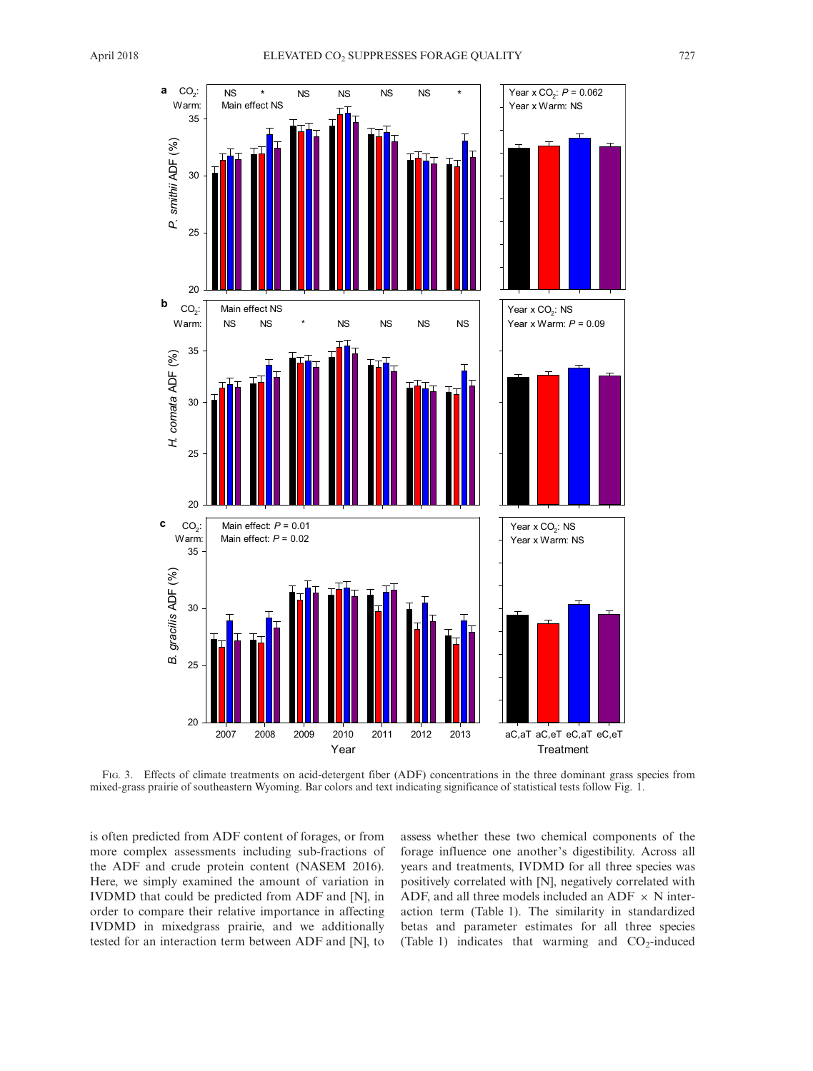Fig. 3. Effects of climate treatments on acid-detergent fiber (ADF) concentrations in the three dominant grass species from mixed-grass prairie of southeastern Wyoming. Bar colors and text indicating significance of statistical tests follow Fig. 1.

is often predicted from ADF content of forages, or from more complex assessments including sub-fractions of the ADF and crude protein content (NASEM 2016). Here, we simply examined the amount of variation in IVDMD that could be predicted from ADF and [N], in order to compare their relative importance in affecting IVDMD in mixedgrass prairie, and we additionally tested for an interaction term between ADF and [N], to assess whether these two chemical components of the forage influence one another's digestibility. Across all years and treatments, IVDMD for all three species was positively correlated with [N], negatively correlated with ADF, and all three models included an ADF $\times$ N interaction term (Table 1). The similarity in standardized betas and parameter estimates for all three species (Table 1) indicates that warming and $CO_2$-induced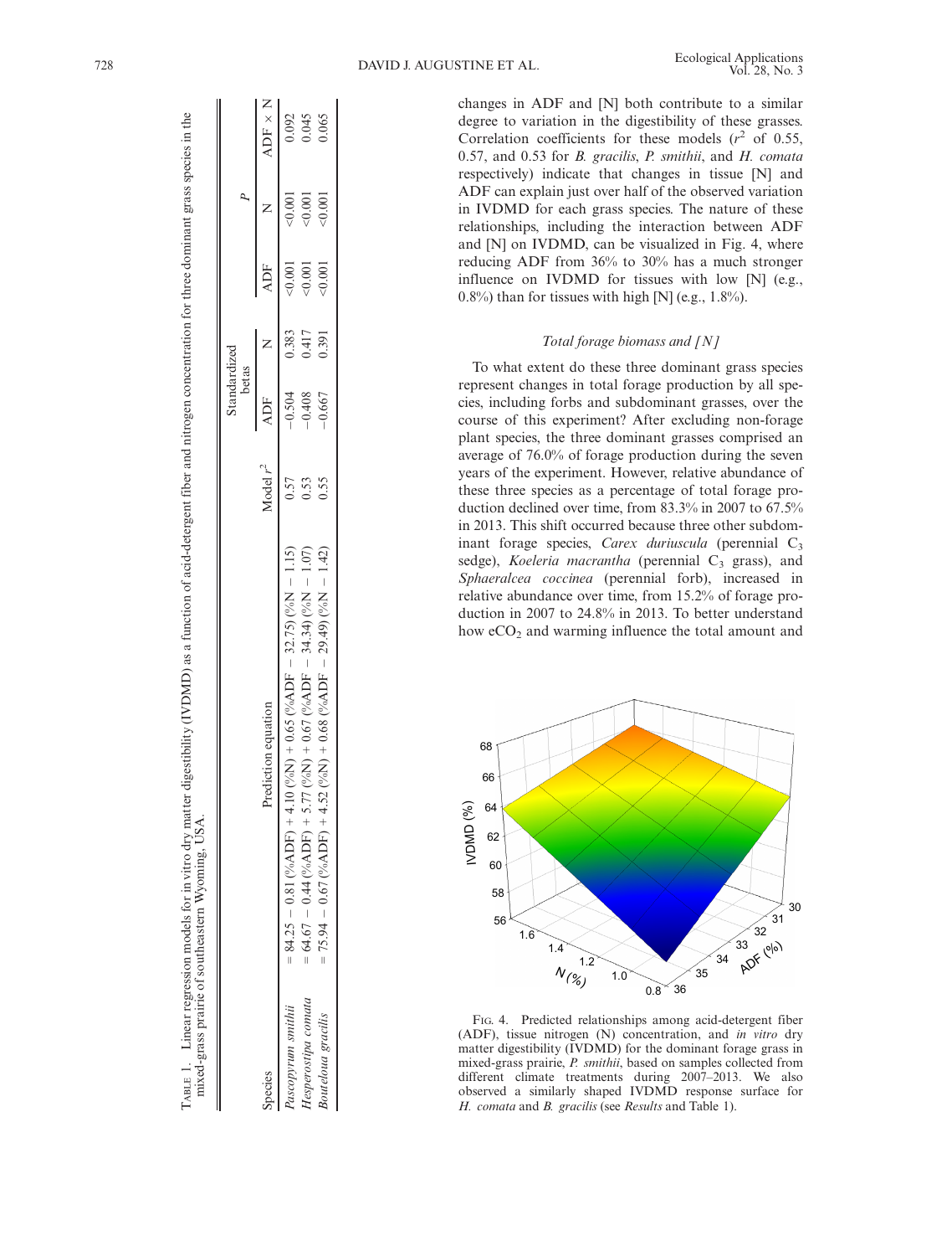TABLE 1. Linear regression models for in vitro dry matter digestibility (IVDMD) as a function of acid-detergent fiber and nitrogen concentration for three dominant grass species in the mixed-grass prairie of southeastern Wyoming, USA.

| Species | Prediction equation | Model $r^2$ | Standardized betas | | $P$ | | |
|---|---|---|---|---|---|---|---|
| | | | ADF | N | ADF | N | ADF × N |
| *Pascopyrum smithii* | = 84.25 − 0.81 (%ADF) + 4.10 (%N) + 0.65 (%ADF − 32.75) (%N − 1.15) | 0.57 | −0.504 | 0.383 | <0.001 | <0.001 | 0.092 |
| *Hesperostipa comata* | = 64.67 − 0.44 (%ADF) + 5.77 (%N) + 0.67 (%ADF − 34.34) (%N − 1.07) | 0.53 | −0.408 | 0.417 | <0.001 | <0.001 | 0.045 |
| *Bouteloua gracilis* | = 75.94 − 0.67 (%ADF) + 4.52 (%N) + 0.68 (%ADF − 29.49) (%N − 1.42) | 0.55 | −0.667 | 0.391 | <0.001 | <0.001 | 0.065 |

changes in ADF and [N] both contribute to a similar degree to variation in the digestibility of these grasses. Correlation coefficients for these models ($r^2$ of 0.55, 0.57, and 0.53 for *B. gracilis*, *P. smithii*, and *H. comata* respectively) indicate that changes in tissue [N] and ADF can explain just over half of the observed variation in IVDMD for each grass species. The nature of these relationships, including the interaction between ADF and [N] on IVDMD, can be visualized in Fig. 4, where reducing ADF from 36% to 30% has a much stronger influence on IVDMD for tissues with low [N] (e.g., 0.8%) than for tissues with high [N] (e.g., 1.8%).

### *Total forage biomass and [N]*

To what extent do these three dominant grass species represent changes in total forage production by all species, including forbs and subdominant grasses, over the course of this experiment? After excluding non-forage plant species, the three dominant grasses comprised an average of 76.0% of forage production during the seven years of the experiment. However, relative abundance of these three species as a percentage of total forage production declined over time, from 83.3% in 2007 to 67.5% in 2013. This shift occurred because three other subdominant forage species, *Carex duriuscula* (perennial $C_3$ sedge), *Koeleria macrantha* (perennial $C_3$ grass), and *Sphaeralcea coccinea* (perennial forb), increased in relative abundance over time, from 15.2% of forage production in 2007 to 24.8% in 2013. To better understand how $eCO_2$ and warming influence the total amount and

FIG. 4. Predicted relationships among acid-detergent fiber (ADF), tissue nitrogen (N) concentration, and *in vitro* dry matter digestibility (IVDMD) for the dominant forage grass in mixed-grass prairie, *P. smithii*, based on samples collected from different climate treatments during 2007–2013. We also observed a similarly shaped IVDMD response surface for *H. comata* and *B. gracilis* (see *Results* and Table 1).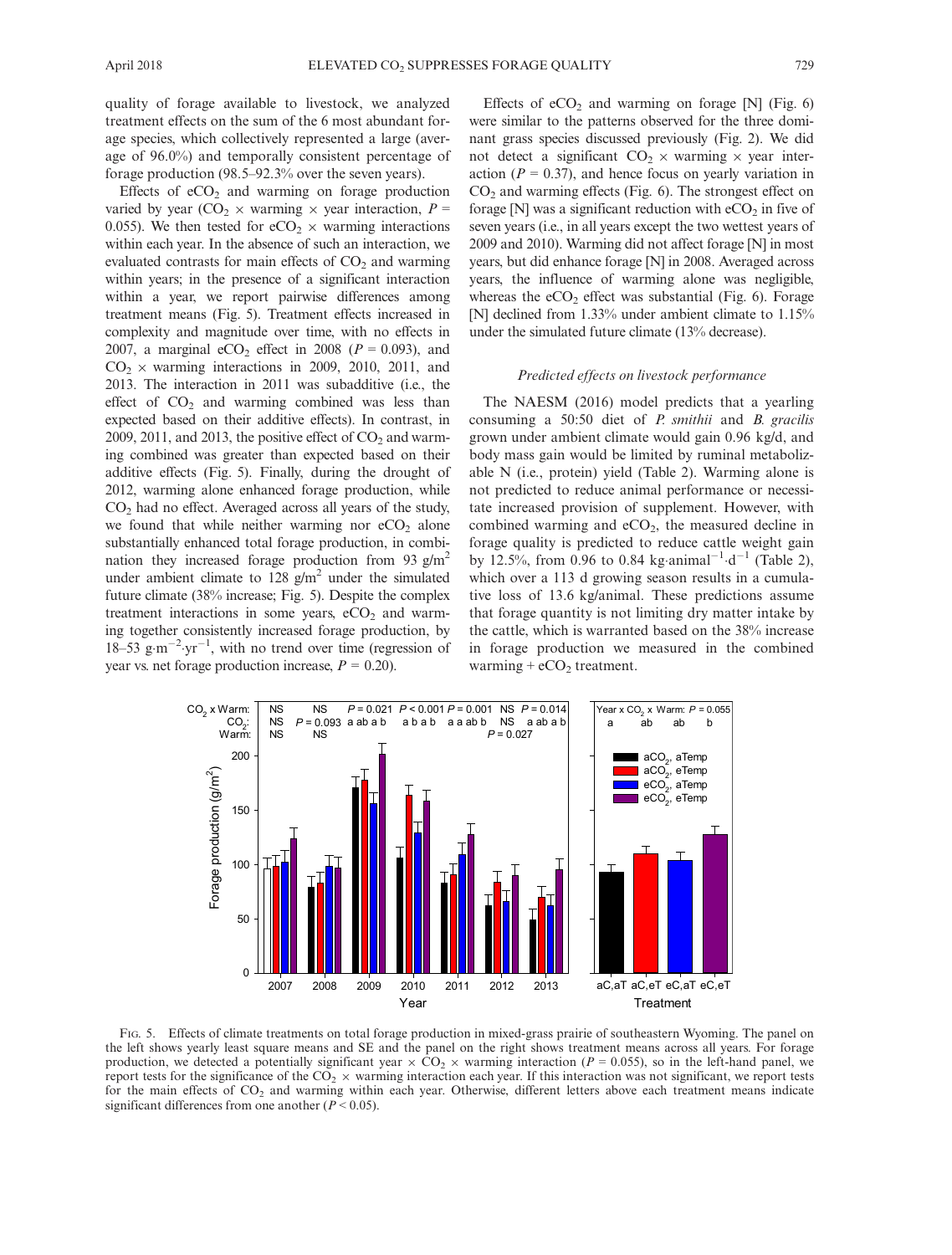quality of forage available to livestock, we analyzed treatment effects on the sum of the 6 most abundant forage species, which collectively represented a large (average of 96.0%) and temporally consistent percentage of forage production (98.5–92.3% over the seven years).

Effects of $eCO_2$ and warming on forage production varied by year ($CO_2$ × warming × year interaction, $P = 0.055$). We then tested for $eCO_2$ × warming interactions within each year. In the absence of such an interaction, we evaluated contrasts for main effects of $CO_2$ and warming within years; in the presence of a significant interaction within a year, we report pairwise differences among treatment means (Fig. 5). Treatment effects increased in complexity and magnitude over time, with no effects in 2007, a marginal $eCO_2$ effect in 2008 ($P = 0.093$), and $CO_2$ × warming interactions in 2009, 2010, 2011, and 2013. The interaction in 2011 was subadditive (i.e., the effect of $CO_2$ and warming combined was less than expected based on their additive effects). In contrast, in 2009, 2011, and 2013, the positive effect of $CO_2$ and warming combined was greater than expected based on their additive effects (Fig. 5). Finally, during the drought of 2012, warming alone enhanced forage production, while $CO_2$ had no effect. Averaged across all years of the study, we found that while neither warming nor $eCO_2$ alone substantially enhanced total forage production, in combination they increased forage production from 93 g/m$^2$ under ambient climate to 128 g/m$^2$ under the simulated future climate (38% increase; Fig. 5). Despite the complex treatment interactions in some years, $eCO_2$ and warming together consistently increased forage production, by 18–53 $g \cdot m^{-2} \cdot yr^{-1}$, with no trend over time (regression of year vs. net forage production increase, $P = 0.20$).

Effects of $eCO_2$ and warming on forage [N] (Fig. 6) were similar to the patterns observed for the three dominant grass species discussed previously (Fig. 2). We did not detect a significant $CO_2$ × warming × year interaction ($P = 0.37$), and hence focus on yearly variation in $CO_2$ and warming effects (Fig. 6). The strongest effect on forage [N] was a significant reduction with $eCO_2$ in five of seven years (i.e., in all years except the two wettest years of 2009 and 2010). Warming did not affect forage [N] in most years, but did enhance forage [N] in 2008. Averaged across years, the influence of warming alone was negligible, whereas the $eCO_2$ effect was substantial (Fig. 6). Forage [N] declined from 1.33% under ambient climate to 1.15% under the simulated future climate (13% decrease).

### *Predicted effects on livestock performance*

The NAESM (2016) model predicts that a yearling consuming a 50:50 diet of *P. smithii* and *B. gracilis* grown under ambient climate would gain 0.96 kg/d, and body mass gain would be limited by ruminal metabolizable N (i.e., protein) yield (Table 2). Warming alone is not predicted to reduce animal performance or necessitate increased provision of supplement. However, with combined warming and $eCO_2$, the measured decline in forage quality is predicted to reduce cattle weight gain by 12.5%, from 0.96 to 0.84 $kg \cdot animal^{-1} \cdot d^{-1}$ (Table 2), which over a 113 d growing season results in a cumulative loss of 13.6 kg/animal. These predictions assume that forage quantity is not limiting dry matter intake by the cattle, which is warranted based on the 38% increase in forage production we measured in the combined warming + $eCO_2$ treatment.

Fig. 5. Effects of climate treatments on total forage production in mixed-grass prairie of southeastern Wyoming. The panel on the left shows yearly least square means and SE and the panel on the right shows treatment means across all years. For forage production, we detected a potentially significant year × $CO_2$ × warming interaction ($P = 0.055$), so in the left-hand panel, we report tests for the significance of the $CO_2$ × warming interaction each year. If this interaction was not significant, we report tests for the main effects of $CO_2$ and warming within each year. Otherwise, different letters above each treatment means indicate significant differences from one another ($P < 0.05$).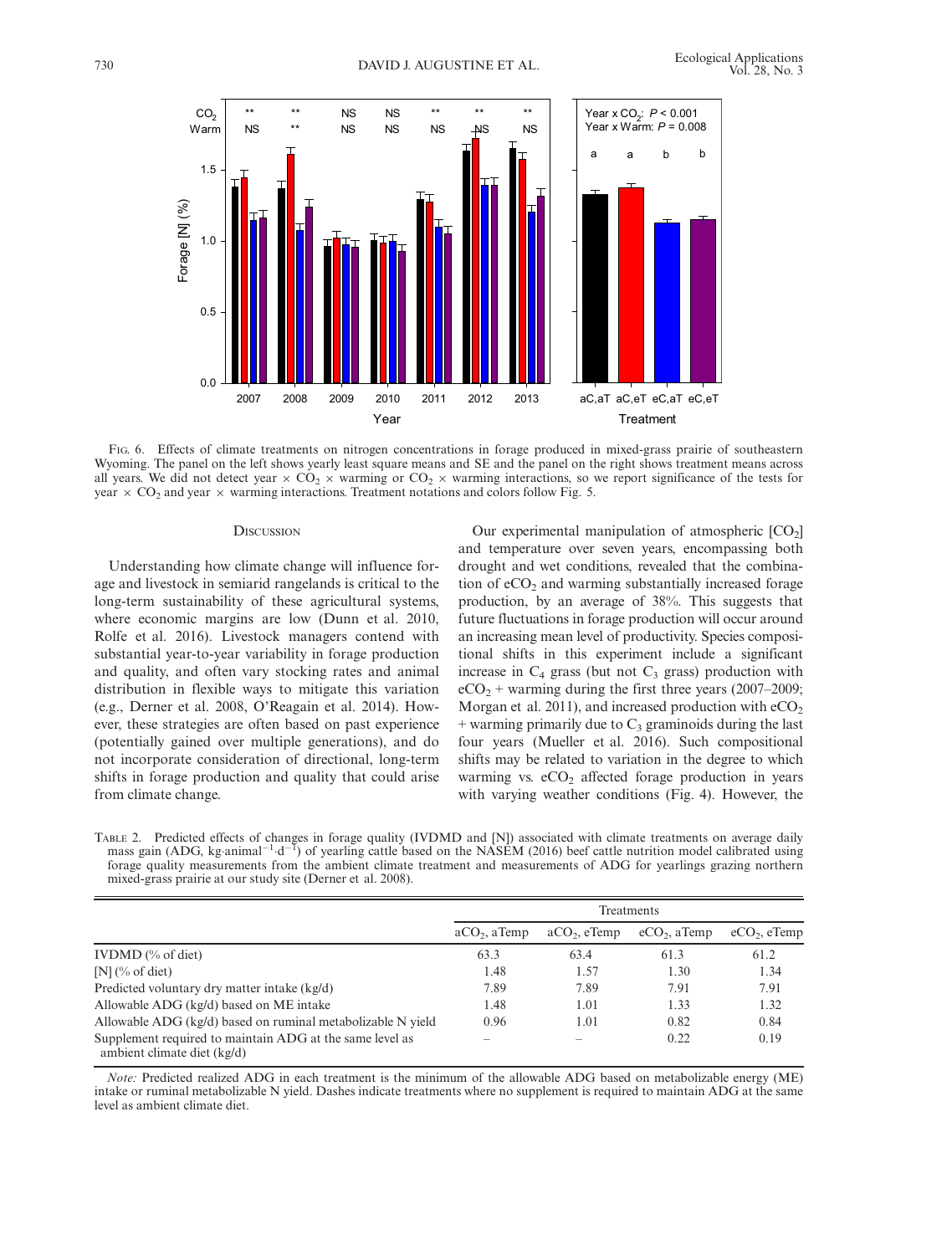Fig. 6. Effects of climate treatments on nitrogen concentrations in forage produced in mixed-grass prairie of southeastern Wyoming. The panel on the left shows yearly least square means and SE and the panel on the right shows treatment means across all years. We did not detect year × $CO_2$ × warming or $CO_2$ × warming interactions, so we report significance of the tests for year × $CO_2$ and year × warming interactions. Treatment notations and colors follow Fig. 5.

## Discussion

Understanding how climate change will influence forage and livestock in semiarid rangelands is critical to the long-term sustainability of these agricultural systems, where economic margins are low (Dunn et al. 2010, Rolfe et al. 2016). Livestock managers contend with substantial year-to-year variability in forage production and quality, and often vary stocking rates and animal distribution in flexible ways to mitigate this variation (e.g., Derner et al. 2008, O'Reagain et al. 2014). However, these strategies are often based on past experience (potentially gained over multiple generations), and do not incorporate consideration of directional, long-term shifts in forage production and quality that could arise from climate change.

Our experimental manipulation of atmospheric $[CO_2]$ and temperature over seven years, encompassing both drought and wet conditions, revealed that the combination of $eCO_2$ and warming substantially increased forage production, by an average of 38%. This suggests that future fluctuations in forage production will occur around an increasing mean level of productivity. Species compositional shifts in this experiment include a significant increase in $C_4$ grass (but not $C_3$ grass) production with $eCO_2$ + warming during the first three years (2007–2009; Morgan et al. 2011), and increased production with $eCO_2$ + warming primarily due to $C_3$ graminoids during the last four years (Mueller et al. 2016). Such compositional shifts may be related to variation in the degree to which warming vs. $eCO_2$ affected forage production in years with varying weather conditions (Fig. 4). However, the

Table 2. Predicted effects of changes in forage quality (IVDMD and [N]) associated with climate treatments on average daily mass gain (ADG, $kg \cdot animal^{-1} \cdot d^{-1}$) of yearling cattle based on the NASEM (2016) beef cattle nutrition model calibrated using forage quality measurements from the ambient climate treatment and measurements of ADG for yearlings grazing northern mixed-grass prairie at our study site (Derner et al. 2008).

| | Treatments | | | |
|---|---|---|---|---|
| | $aCO_2$, aTemp | $aCO_2$, eTemp | $eCO_2$, aTemp | $eCO_2$, eTemp |
| IVDMD (% of diet) | 63.3 | 63.4 | 61.3 | 61.2 |
| [N] (% of diet) | 1.48 | 1.57 | 1.30 | 1.34 |
| Predicted voluntary dry matter intake (kg/d) | 7.89 | 7.89 | 7.91 | 7.91 |
| Allowable ADG (kg/d) based on ME intake | 1.48 | 1.01 | 1.33 | 1.32 |
| Allowable ADG (kg/d) based on ruminal metabolizable N yield | 0.96 | 1.01 | 0.82 | 0.84 |
| Supplement required to maintain ADG at the same level as ambient climate diet (kg/d) | – | – | 0.22 | 0.19 |

*Note:* Predicted realized ADG in each treatment is the minimum of the allowable ADG based on metabolizable energy (ME) intake or ruminal metabolizable N yield. Dashes indicate treatments where no supplement is required to maintain ADG at the same level as ambient climate diet.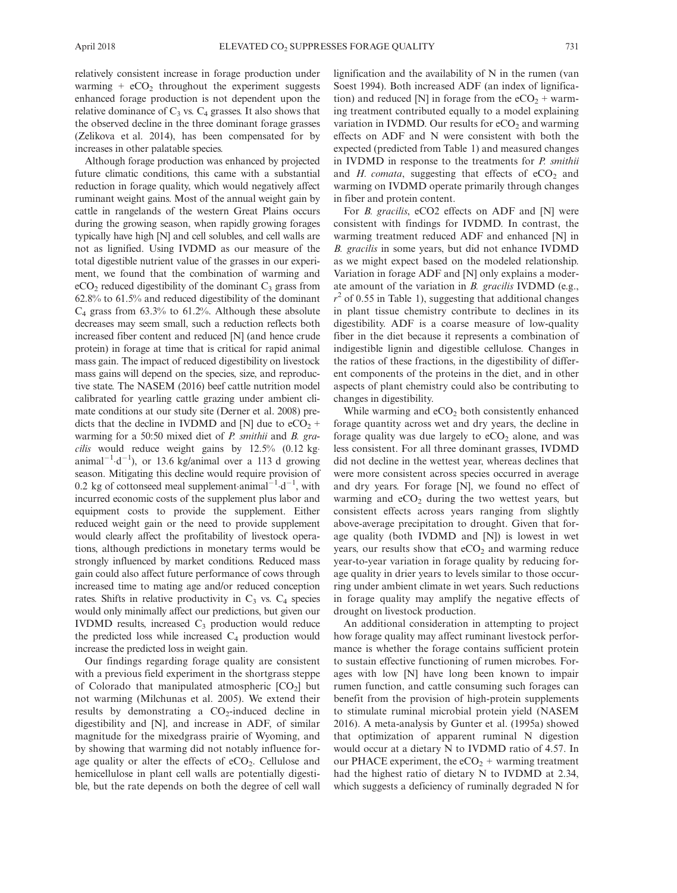relatively consistent increase in forage production under warming + $eCO_2$ throughout the experiment suggests enhanced forage production is not dependent upon the relative dominance of $C_3$ vs. $C_4$ grasses. It also shows that the observed decline in the three dominant forage grasses (Zelikova et al. 2014), has been compensated for by increases in other palatable species.

Although forage production was enhanced by projected future climatic conditions, this came with a substantial reduction in forage quality, which would negatively affect ruminant weight gains. Most of the annual weight gain by cattle in rangelands of the western Great Plains occurs during the growing season, when rapidly growing forages typically have high [N] and cell solubles, and cell walls are not as lignified. Using IVDMD as our measure of the total digestible nutrient value of the grasses in our experiment, we found that the combination of warming and $eCO_2$ reduced digestibility of the dominant $C_3$ grass from 62.8% to 61.5% and reduced digestibility of the dominant $C_4$ grass from 63.3% to 61.2%. Although these absolute decreases may seem small, such a reduction reflects both increased fiber content and reduced [N] (and hence crude protein) in forage at time that is critical for rapid animal mass gain. The impact of reduced digestibility on livestock mass gains will depend on the species, size, and reproductive state. The NASEM (2016) beef cattle nutrition model calibrated for yearling cattle grazing under ambient climate conditions at our study site (Derner et al. 2008) predicts that the decline in IVDMD and [N] due to $eCO_2$ + warming for a 50:50 mixed diet of *P. smithii* and *B. gracilis* would reduce weight gains by 12.5% (0.12 kg·animal$^{-1}$·d$^{-1}$), or 13.6 kg/animal over a 113 d growing season. Mitigating this decline would require provision of 0.2 kg of cottonseed meal supplement·animal$^{-1}$·d$^{-1}$, with incurred economic costs of the supplement plus labor and equipment costs to provide the supplement. Either reduced weight gain or the need to provide supplement would clearly affect the profitability of livestock operations, although predictions in monetary terms would be strongly influenced by market conditions. Reduced mass gain could also affect future performance of cows through increased time to mating age and/or reduced conception rates. Shifts in relative productivity in $C_3$ vs. $C_4$ species would only minimally affect our predictions, but given our IVDMD results, increased $C_3$ production would reduce the predicted loss while increased $C_4$ production would increase the predicted loss in weight gain.

Our findings regarding forage quality are consistent with a previous field experiment in the shortgrass steppe of Colorado that manipulated atmospheric [$CO_2$] but not warming (Milchunas et al. 2005). We extend their results by demonstrating a $CO_2$-induced decline in digestibility and [N], and increase in ADF, of similar magnitude for the mixedgrass prairie of Wyoming, and by showing that warming did not notably influence forage quality or alter the effects of $eCO_2$. Cellulose and hemicellulose in plant cell walls are potentially digestible, but the rate depends on both the degree of cell wall lignification and the availability of N in the rumen (van Soest 1994). Both increased ADF (an index of lignification) and reduced [N] in forage from the $eCO_2$ + warming treatment contributed equally to a model explaining variation in IVDMD. Our results for $eCO_2$ and warming effects on ADF and N were consistent with both the expected (predicted from Table 1) and measured changes in IVDMD in response to the treatments for *P. smithii* and *H. comata*, suggesting that effects of $eCO_2$ and warming on IVDMD operate primarily through changes in fiber and protein content.

For *B. gracilis*, eCO2 effects on ADF and [N] were consistent with findings for IVDMD. In contrast, the warming treatment reduced ADF and enhanced [N] in *B. gracilis* in some years, but did not enhance IVDMD as we might expect based on the modeled relationship. Variation in forage ADF and [N] only explains a moderate amount of the variation in *B. gracilis* IVDMD (e.g., $r^2$ of 0.55 in Table 1), suggesting that additional changes in plant tissue chemistry contribute to declines in its digestibility. ADF is a coarse measure of low-quality fiber in the diet because it represents a combination of indigestible lignin and digestible cellulose. Changes in the ratios of these fractions, in the digestibility of different components of the proteins in the diet, and in other aspects of plant chemistry could also be contributing to changes in digestibility.

While warming and $eCO_2$ both consistently enhanced forage quantity across wet and dry years, the decline in forage quality was due largely to $eCO_2$ alone, and was less consistent. For all three dominant grasses, IVDMD did not decline in the wettest year, whereas declines that were more consistent across species occurred in average and dry years. For forage [N], we found no effect of warming and $eCO_2$ during the two wettest years, but consistent effects across years ranging from slightly above-average precipitation to drought. Given that forage quality (both IVDMD and [N]) is lowest in wet years, our results show that $eCO_2$ and warming reduce year-to-year variation in forage quality by reducing forage quality in drier years to levels similar to those occurring under ambient climate in wet years. Such reductions in forage quality may amplify the negative effects of drought on livestock production.

An additional consideration in attempting to project how forage quality may affect ruminant livestock performance is whether the forage contains sufficient protein to sustain effective functioning of rumen microbes. Forages with low [N] have long been known to impair rumen function, and cattle consuming such forages can benefit from the provision of high-protein supplements to stimulate ruminal microbial protein yield (NASEM 2016). A meta-analysis by Gunter et al. (1995a) showed that optimization of apparent ruminal N digestion would occur at a dietary N to IVDMD ratio of 4.57. In our PHACE experiment, the $eCO_2$ + warming treatment had the highest ratio of dietary N to IVDMD at 2.34, which suggests a deficiency of ruminally degraded N for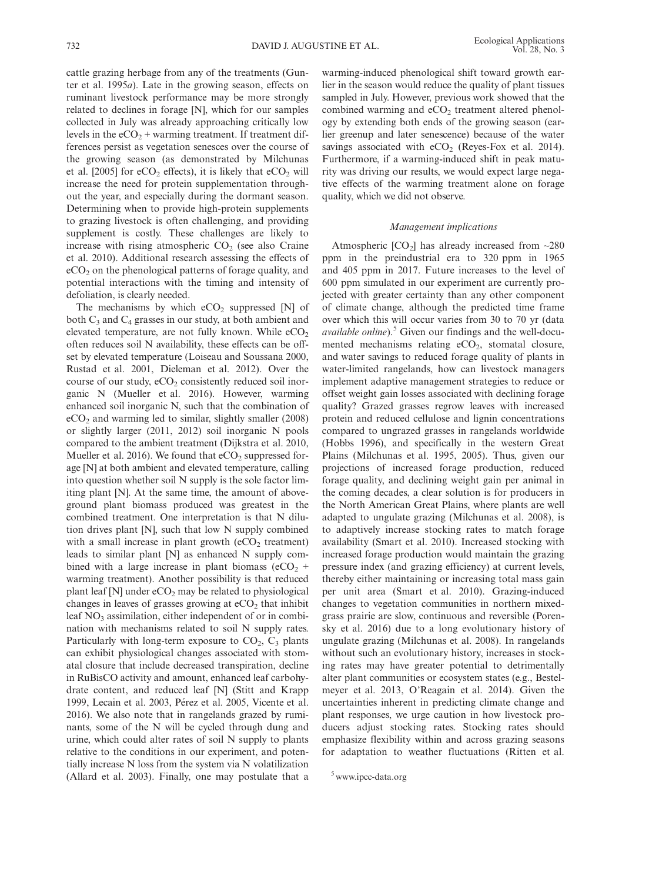cattle grazing herbage from any of the treatments (Gunter et al. 1995*a*). Late in the growing season, effects on ruminant livestock performance may be more strongly related to declines in forage [N], which for our samples collected in July was already approaching critically low levels in the $eCO_2$ + warming treatment. If treatment differences persist as vegetation senesces over the course of the growing season (as demonstrated by Milchunas et al. [2005] for $eCO_2$ effects), it is likely that $eCO_2$ will increase the need for protein supplementation throughout the year, and especially during the dormant season. Determining when to provide high-protein supplements to grazing livestock is often challenging, and providing supplement is costly. These challenges are likely to increase with rising atmospheric $CO_2$ (see also Craine et al. 2010). Additional research assessing the effects of $eCO_2$ on the phenological patterns of forage quality, and potential interactions with the timing and intensity of defoliation, is clearly needed.

The mechanisms by which $eCO_2$ suppressed [N] of both $C_3$ and $C_4$ grasses in our study, at both ambient and elevated temperature, are not fully known. While $eCO_2$ often reduces soil N availability, these effects can be offset by elevated temperature (Loiseau and Soussana 2000, Rustad et al. 2001, Dieleman et al. 2012). Over the course of our study, $eCO_2$ consistently reduced soil inorganic N (Mueller et al. 2016). However, warming enhanced soil inorganic N, such that the combination of $eCO_2$ and warming led to similar, slightly smaller (2008) or slightly larger (2011, 2012) soil inorganic N pools compared to the ambient treatment (Dijkstra et al. 2010, Mueller et al. 2016). We found that $eCO_2$ suppressed forage [N] at both ambient and elevated temperature, calling into question whether soil N supply is the sole factor limiting plant [N]. At the same time, the amount of aboveground plant biomass produced was greatest in the combined treatment. One interpretation is that N dilution drives plant [N], such that low N supply combined with a small increase in plant growth ($eCO_2$ treatment) leads to similar plant [N] as enhanced N supply combined with a large increase in plant biomass ($eCO_2$ + warming treatment). Another possibility is that reduced plant leaf [N] under $eCO_2$ may be related to physiological changes in leaves of grasses growing at $eCO_2$ that inhibit leaf $NO_3$ assimilation, either independent of or in combination with mechanisms related to soil N supply rates. Particularly with long-term exposure to $CO_2$, $C_3$ plants can exhibit physiological changes associated with stomatal closure that include decreased transpiration, decline in RuBisCO activity and amount, enhanced leaf carbohydrate content, and reduced leaf [N] (Stitt and Krapp 1999, Lecain et al. 2003, Pérez et al. 2005, Vicente et al. 2016). We also note that in rangelands grazed by ruminants, some of the N will be cycled through dung and urine, which could alter rates of soil N supply to plants relative to the conditions in our experiment, and potentially increase N loss from the system via N volatilization (Allard et al. 2003). Finally, one may postulate that a warming-induced phenological shift toward growth earlier in the season would reduce the quality of plant tissues sampled in July. However, previous work showed that the combined warming and $eCO_2$ treatment altered phenology by extending both ends of the growing season (earlier greenup and later senescence) because of the water savings associated with $eCO_2$ (Reyes-Fox et al. 2014). Furthermore, if a warming-induced shift in peak maturity was driving our results, we would expect large negative effects of the warming treatment alone on forage quality, which we did not observe.

### *Management implications*

Atmospheric [$CO_2$] has already increased from ~280 ppm in the preindustrial era to 320 ppm in 1965 and 405 ppm in 2017. Future increases to the level of 600 ppm simulated in our experiment are currently projected with greater certainty than any other component of climate change, although the predicted time frame over which this will occur varies from 30 to 70 yr (data *available online*).[5] Given our findings and the well-documented mechanisms relating $eCO_2$, stomatal closure, and water savings to reduced forage quality of plants in water-limited rangelands, how can livestock managers implement adaptive management strategies to reduce or offset weight gain losses associated with declining forage quality? Grazed grasses regrow leaves with increased protein and reduced cellulose and lignin concentrations compared to ungrazed grasses in rangelands worldwide (Hobbs 1996), and specifically in the western Great Plains (Milchunas et al. 1995, 2005). Thus, given our projections of increased forage production, reduced forage quality, and declining weight gain per animal in the coming decades, a clear solution is for producers in the North American Great Plains, where plants are well adapted to ungulate grazing (Milchunas et al. 2008), is to adaptively increase stocking rates to match forage availability (Smart et al. 2010). Increased stocking with increased forage production would maintain the grazing pressure index (and grazing efficiency) at current levels, thereby either maintaining or increasing total mass gain per unit area (Smart et al. 2010). Grazing-induced changes to vegetation communities in northern mixed-grass prairie are slow, continuous and reversible (Porensky et al. 2016) due to a long evolutionary history of ungulate grazing (Milchunas et al. 2008). In rangelands without such an evolutionary history, increases in stocking rates may have greater potential to detrimentally alter plant communities or ecosystem states (e.g., Bestelmeyer et al. 2013, O'Reagain et al. 2014). Given the uncertainties inherent in predicting climate change and plant responses, we urge caution in how livestock producers adjust stocking rates. Stocking rates should emphasize flexibility within and across grazing seasons for adaptation to weather fluctuations (Ritten et al.

[5] www.ipcc-data.org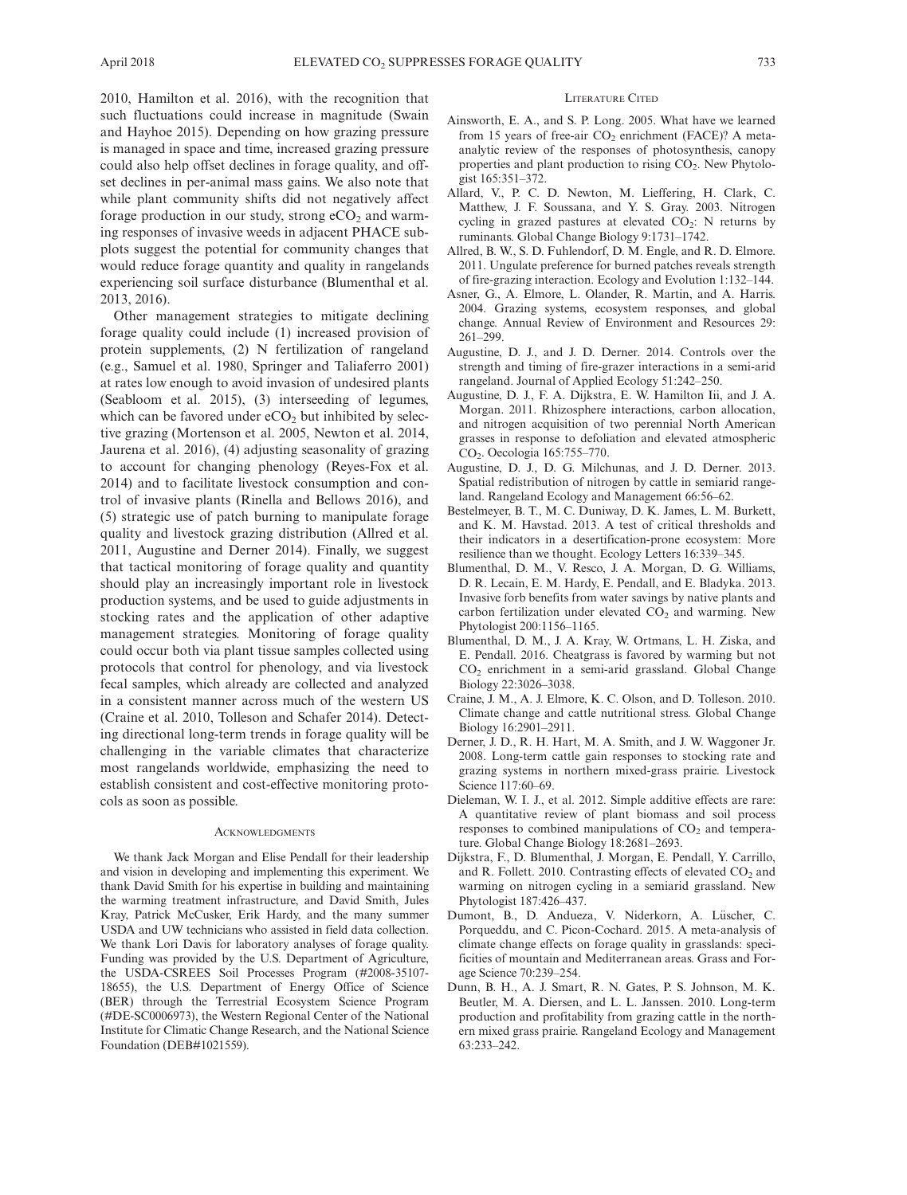2010, Hamilton et al. 2016), with the recognition that such fluctuations could increase in magnitude (Swain and Hayhoe 2015). Depending on how grazing pressure is managed in space and time, increased grazing pressure could also help offset declines in forage quality, and offset declines in per-animal mass gains. We also note that while plant community shifts did not negatively affect forage production in our study, strong $eCO_2$ and warming responses of invasive weeds in adjacent PHACE subplots suggest the potential for community changes that would reduce forage quantity and quality in rangelands experiencing soil surface disturbance (Blumenthal et al. 2013, 2016).

Other management strategies to mitigate declining forage quality could include (1) increased provision of protein supplements, (2) N fertilization of rangeland (e.g., Samuel et al. 1980, Springer and Taliaferro 2001) at rates low enough to avoid invasion of undesired plants (Seabloom et al. 2015), (3) interseeding of legumes, which can be favored under $eCO_2$ but inhibited by selective grazing (Mortenson et al. 2005, Newton et al. 2014, Jaurena et al. 2016), (4) adjusting seasonality of grazing to account for changing phenology (Reyes-Fox et al. 2014) and to facilitate livestock consumption and control of invasive plants (Rinella and Bellows 2016), and (5) strategic use of patch burning to manipulate forage quality and livestock grazing distribution (Allred et al. 2011, Augustine and Derner 2014). Finally, we suggest that tactical monitoring of forage quality and quantity should play an increasingly important role in livestock production systems, and be used to guide adjustments in stocking rates and the application of other adaptive management strategies. Monitoring of forage quality could occur both via plant tissue samples collected using protocols that control for phenology, and via livestock fecal samples, which already are collected and analyzed in a consistent manner across much of the western US (Craine et al. 2010, Tolleson and Schafer 2014). Detecting directional long-term trends in forage quality will be challenging in the variable climates that characterize most rangelands worldwide, emphasizing the need to establish consistent and cost-effective monitoring protocols as soon as possible.

## Acknowledgments

We thank Jack Morgan and Elise Pendall for their leadership and vision in developing and implementing this experiment. We thank David Smith for his expertise in building and maintaining the warming treatment infrastructure, and David Smith, Jules Kray, Patrick McCusker, Erik Hardy, and the many summer USDA and UW technicians who assisted in field data collection. We thank Lori Davis for laboratory analyses of forage quality. Funding was provided by the U.S. Department of Agriculture, the USDA-CSREES Soil Processes Program (#2008-35107-18655), the U.S. Department of Energy Office of Science (BER) through the Terrestrial Ecosystem Science Program (#DE-SC0006973), the Western Regional Center of the National Institute for Climatic Change Research, and the National Science Foundation (DEB#1021559).

## Literature Cited

Ainsworth, E. A., and S. P. Long. 2005. What have we learned from 15 years of free-air $CO_2$ enrichment (FACE)? A meta-analytic review of the responses of photosynthesis, canopy properties and plant production to rising $CO_2$. New Phytologist 165:351–372.

Allard, V., P. C. D. Newton, M. Lieffering, H. Clark, C. Matthew, J. F. Soussana, and Y. S. Gray. 2003. Nitrogen cycling in grazed pastures at elevated $CO_2$: N returns by ruminants. Global Change Biology 9:1731–1742.

Allred, B. W., S. D. Fuhlendorf, D. M. Engle, and R. D. Elmore. 2011. Ungulate preference for burned patches reveals strength of fire-grazing interaction. Ecology and Evolution 1:132–144.

Asner, G., A. Elmore, L. Olander, R. Martin, and A. Harris. 2004. Grazing systems, ecosystem responses, and global change. Annual Review of Environment and Resources 29: 261–299.

Augustine, D. J., and J. D. Derner. 2014. Controls over the strength and timing of fire-grazer interactions in a semi-arid rangeland. Journal of Applied Ecology 51:242–250.

Augustine, D. J., F. A. Dijkstra, E. W. Hamilton Iii, and J. A. Morgan. 2011. Rhizosphere interactions, carbon allocation, and nitrogen acquisition of two perennial North American grasses in response to defoliation and elevated atmospheric $CO_2$. Oecologia 165:755–770.

Augustine, D. J., D. G. Milchunas, and J. D. Derner. 2013. Spatial redistribution of nitrogen by cattle in semiarid rangeland. Rangeland Ecology and Management 66:56–62.

Bestelmeyer, B. T., M. C. Duniway, D. K. James, L. M. Burkett, and K. M. Havstad. 2013. A test of critical thresholds and their indicators in a desertification-prone ecosystem: More resilience than we thought. Ecology Letters 16:339–345.

Blumenthal, D. M., V. Resco, J. A. Morgan, D. G. Williams, D. R. Lecain, E. M. Hardy, E. Pendall, and E. Bladyka. 2013. Invasive forb benefits from water savings by native plants and carbon fertilization under elevated $CO_2$ and warming. New Phytologist 200:1156–1165.

Blumenthal, D. M., J. A. Kray, W. Ortmans, L. H. Ziska, and E. Pendall. 2016. Cheatgrass is favored by warming but not $CO_2$ enrichment in a semi-arid grassland. Global Change Biology 22:3026–3038.

Craine, J. M., A. J. Elmore, K. C. Olson, and D. Tolleson. 2010. Climate change and cattle nutritional stress. Global Change Biology 16:2901–2911.

Derner, J. D., R. H. Hart, M. A. Smith, and J. W. Waggoner Jr. 2008. Long-term cattle gain responses to stocking rate and grazing systems in northern mixed-grass prairie. Livestock Science 117:60–69.

Dieleman, W. I. J., et al. 2012. Simple additive effects are rare: A quantitative review of plant biomass and soil process responses to combined manipulations of $CO_2$ and temperature. Global Change Biology 18:2681–2693.

Dijkstra, F., D. Blumenthal, J. Morgan, E. Pendall, Y. Carrillo, and R. Follett. 2010. Contrasting effects of elevated $CO_2$ and warming on nitrogen cycling in a semiarid grassland. New Phytologist 187:426–437.

Dumont, B., D. Andueza, V. Niderkorn, A. Lüscher, C. Porqueddu, and C. Picon-Cochard. 2015. A meta-analysis of climate change effects on forage quality in grasslands: specificities of mountain and Mediterranean areas. Grass and Forage Science 70:239–254.

Dunn, B. H., A. J. Smart, R. N. Gates, P. S. Johnson, M. K. Beutler, M. A. Diersen, and L. L. Janssen. 2010. Long-term production and profitability from grazing cattle in the northern mixed grass prairie. Rangeland Ecology and Management 63:233–242.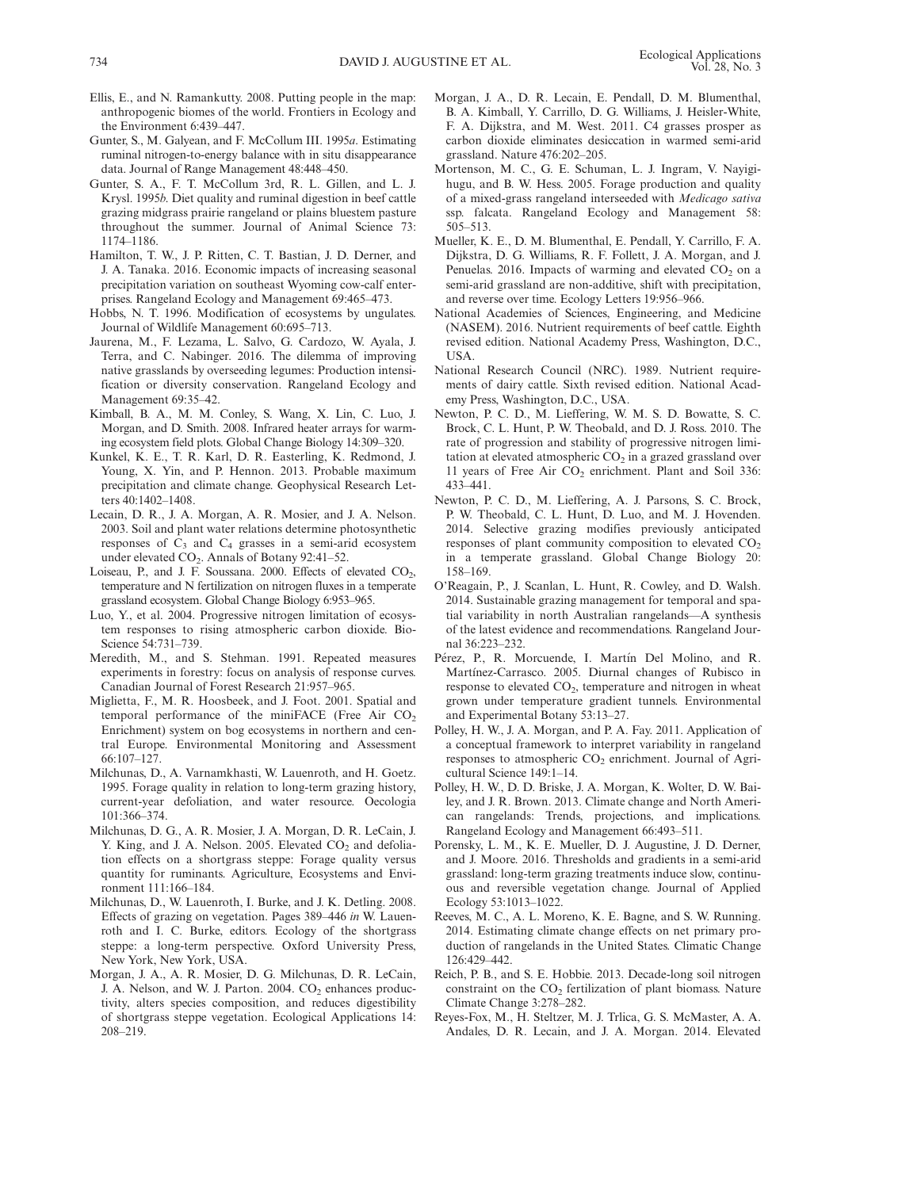Ellis, E., and N. Ramankutty. 2008. Putting people in the map: anthropogenic biomes of the world. Frontiers in Ecology and the Environment 6:439–447.

Gunter, S., M. Galyean, and F. McCollum III. 1995*a*. Estimating ruminal nitrogen-to-energy balance with in situ disappearance data. Journal of Range Management 48:448–450.

Gunter, S. A., F. T. McCollum 3rd, R. L. Gillen, and L. J. Krysl. 1995*b*. Diet quality and ruminal digestion in beef cattle grazing midgrass prairie rangeland or plains bluestem pasture throughout the summer. Journal of Animal Science 73: 1174–1186.

Hamilton, T. W., J. P. Ritten, C. T. Bastian, J. D. Derner, and J. A. Tanaka. 2016. Economic impacts of increasing seasonal precipitation variation on southeast Wyoming cow-calf enterprises. Rangeland Ecology and Management 69:465–473.

Hobbs, N. T. 1996. Modification of ecosystems by ungulates. Journal of Wildlife Management 60:695–713.

Jaurena, M., F. Lezama, L. Salvo, G. Cardozo, W. Ayala, J. Terra, and C. Nabinger. 2016. The dilemma of improving native grasslands by overseeding legumes: Production intensification or diversity conservation. Rangeland Ecology and Management 69:35–42.

Kimball, B. A., M. M. Conley, S. Wang, X. Lin, C. Luo, J. Morgan, and D. Smith. 2008. Infrared heater arrays for warming ecosystem field plots. Global Change Biology 14:309–320.

Kunkel, K. E., T. R. Karl, D. R. Easterling, K. Redmond, J. Young, X. Yin, and P. Hennon. 2013. Probable maximum precipitation and climate change. Geophysical Research Letters 40:1402–1408.

Lecain, D. R., J. A. Morgan, A. R. Mosier, and J. A. Nelson. 2003. Soil and plant water relations determine photosynthetic responses of $C_3$ and $C_4$ grasses in a semi-arid ecosystem under elevated $CO_2$. Annals of Botany 92:41–52.

Loiseau, P., and J. F. Soussana. 2000. Effects of elevated $CO_2$, temperature and N fertilization on nitrogen fluxes in a temperate grassland ecosystem. Global Change Biology 6:953–965.

Luo, Y., et al. 2004. Progressive nitrogen limitation of ecosystem responses to rising atmospheric carbon dioxide. BioScience 54:731–739.

Meredith, M., and S. Stehman. 1991. Repeated measures experiments in forestry: focus on analysis of response curves. Canadian Journal of Forest Research 21:957–965.

Miglietta, F., M. R. Hoosbeek, and J. Foot. 2001. Spatial and temporal performance of the miniFACE (Free Air $CO_2$ Enrichment) system on bog ecosystems in northern and central Europe. Environmental Monitoring and Assessment 66:107–127.

Milchunas, D., A. Varnamkhasti, W. Lauenroth, and H. Goetz. 1995. Forage quality in relation to long-term grazing history, current-year defoliation, and water resource. Oecologia 101:366–374.

Milchunas, D. G., A. R. Mosier, J. A. Morgan, D. R. LeCain, J. Y. King, and J. A. Nelson. 2005. Elevated $CO_2$ and defoliation effects on a shortgrass steppe: Forage quality versus quantity for ruminants. Agriculture, Ecosystems and Environment 111:166–184.

Milchunas, D., W. Lauenroth, I. Burke, and J. K. Detling. 2008. Effects of grazing on vegetation. Pages 389–446 *in* W. Lauenroth and I. C. Burke, editors. Ecology of the shortgrass steppe: a long-term perspective. Oxford University Press, New York, New York, USA.

Morgan, J. A., A. R. Mosier, D. G. Milchunas, D. R. LeCain, J. A. Nelson, and W. J. Parton. 2004. $CO_2$ enhances productivity, alters species composition, and reduces digestibility of shortgrass steppe vegetation. Ecological Applications 14: 208–219.

Morgan, J. A., D. R. Lecain, E. Pendall, D. M. Blumenthal, B. A. Kimball, Y. Carrillo, D. G. Williams, J. Heisler-White, F. A. Dijkstra, and M. West. 2011. C4 grasses prosper as carbon dioxide eliminates desiccation in warmed semi-arid grassland. Nature 476:202–205.

Mortenson, M. C., G. E. Schuman, L. J. Ingram, V. Nayigihugu, and B. W. Hess. 2005. Forage production and quality of a mixed-grass rangeland interseeded with *Medicago sativa* ssp. falcata. Rangeland Ecology and Management 58: 505–513.

Mueller, K. E., D. M. Blumenthal, E. Pendall, Y. Carrillo, F. A. Dijkstra, D. G. Williams, R. F. Follett, J. A. Morgan, and J. Penuelas. 2016. Impacts of warming and elevated $CO_2$ on a semi-arid grassland are non-additive, shift with precipitation, and reverse over time. Ecology Letters 19:956–966.

National Academies of Sciences, Engineering, and Medicine (NASEM). 2016. Nutrient requirements of beef cattle. Eighth revised edition. National Academy Press, Washington, D.C., USA.

National Research Council (NRC). 1989. Nutrient requirements of dairy cattle. Sixth revised edition. National Academy Press, Washington, D.C., USA.

Newton, P. C. D., M. Lieffering, W. M. S. D. Bowatte, S. C. Brock, C. L. Hunt, P. W. Theobald, and D. J. Ross. 2010. The rate of progression and stability of progressive nitrogen limitation at elevated atmospheric $CO_2$ in a grazed grassland over 11 years of Free Air $CO_2$ enrichment. Plant and Soil 336: 433–441.

Newton, P. C. D., M. Lieffering, A. J. Parsons, S. C. Brock, P. W. Theobald, C. L. Hunt, D. Luo, and M. J. Hovenden. 2014. Selective grazing modifies previously anticipated responses of plant community composition to elevated $CO_2$ in a temperate grassland. Global Change Biology 20: 158–169.

O'Reagain, P., J. Scanlan, L. Hunt, R. Cowley, and D. Walsh. 2014. Sustainable grazing management for temporal and spatial variability in north Australian rangelands—A synthesis of the latest evidence and recommendations. Rangeland Journal 36:223–232.

Pérez, P., R. Morcuende, I. Martín Del Molino, and R. Martínez-Carrasco. 2005. Diurnal changes of Rubisco in response to elevated $CO_2$, temperature and nitrogen in wheat grown under temperature gradient tunnels. Environmental and Experimental Botany 53:13–27.

Polley, H. W., J. A. Morgan, and P. A. Fay. 2011. Application of a conceptual framework to interpret variability in rangeland responses to atmospheric $CO_2$ enrichment. Journal of Agricultural Science 149:1–14.

Polley, H. W., D. D. Briske, J. A. Morgan, K. Wolter, D. W. Bailey, and J. R. Brown. 2013. Climate change and North American rangelands: Trends, projections, and implications. Rangeland Ecology and Management 66:493–511.

Porensky, L. M., K. E. Mueller, D. J. Augustine, J. D. Derner, and J. Moore. 2016. Thresholds and gradients in a semi-arid grassland: long-term grazing treatments induce slow, continuous and reversible vegetation change. Journal of Applied Ecology 53:1013–1022.

Reeves, M. C., A. L. Moreno, K. E. Bagne, and S. W. Running. 2014. Estimating climate change effects on net primary production of rangelands in the United States. Climatic Change 126:429–442.

Reich, P. B., and S. E. Hobbie. 2013. Decade-long soil nitrogen constraint on the $CO_2$ fertilization of plant biomass. Nature Climate Change 3:278–282.

Reyes-Fox, M., H. Steltzer, M. J. Trlica, G. S. McMaster, A. A. Andales, D. R. Lecain, and J. A. Morgan. 2014. Elevated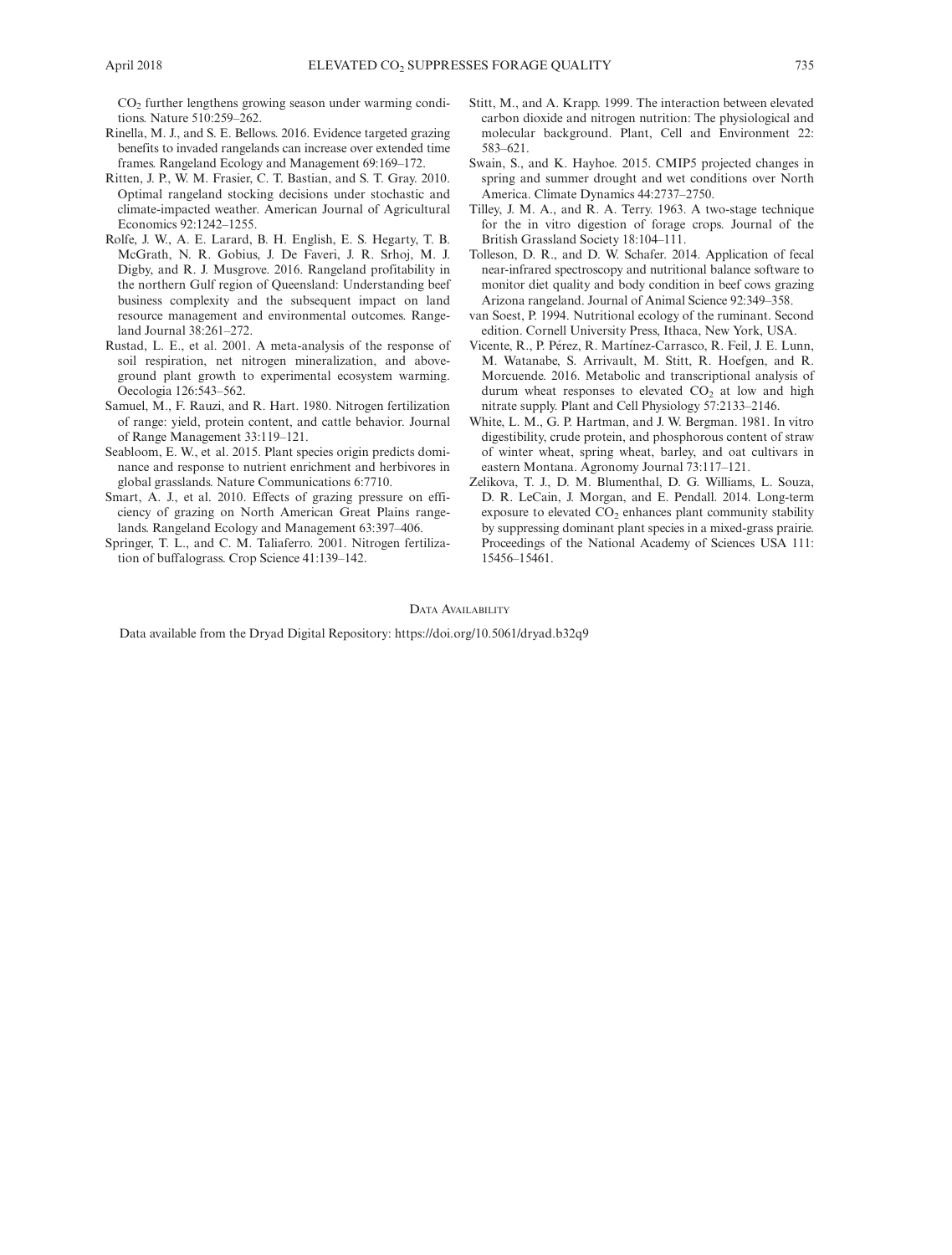$CO_2$ further lengthens growing season under warming conditions. Nature 510:259–262.

Rinella, M. J., and S. E. Bellows. 2016. Evidence targeted grazing benefits to invaded rangelands can increase over extended time frames. Rangeland Ecology and Management 69:169–172.

Ritten, J. P., W. M. Frasier, C. T. Bastian, and S. T. Gray. 2010. Optimal rangeland stocking decisions under stochastic and climate-impacted weather. American Journal of Agricultural Economics 92:1242–1255.

Rolfe, J. W., A. E. Larard, B. H. English, E. S. Hegarty, T. B. McGrath, N. R. Gobius, J. De Faveri, J. R. Srhoj, M. J. Digby, and R. J. Musgrove. 2016. Rangeland profitability in the northern Gulf region of Queensland: Understanding beef business complexity and the subsequent impact on land resource management and environmental outcomes. Rangeland Journal 38:261–272.

Rustad, L. E., et al. 2001. A meta-analysis of the response of soil respiration, net nitrogen mineralization, and aboveground plant growth to experimental ecosystem warming. Oecologia 126:543–562.

Samuel, M., F. Rauzi, and R. Hart. 1980. Nitrogen fertilization of range: yield, protein content, and cattle behavior. Journal of Range Management 33:119–121.

Seabloom, E. W., et al. 2015. Plant species origin predicts dominance and response to nutrient enrichment and herbivores in global grasslands. Nature Communications 6:7710.

Smart, A. J., et al. 2010. Effects of grazing pressure on efficiency of grazing on North American Great Plains rangelands. Rangeland Ecology and Management 63:397–406.

Springer, T. L., and C. M. Taliaferro. 2001. Nitrogen fertilization of buffalograss. Crop Science 41:139–142.

Stitt, M., and A. Krapp. 1999. The interaction between elevated carbon dioxide and nitrogen nutrition: The physiological and molecular background. Plant, Cell and Environment 22: 583–621.

Swain, S., and K. Hayhoe. 2015. CMIP5 projected changes in spring and summer drought and wet conditions over North America. Climate Dynamics 44:2737–2750.

Tilley, J. M. A., and R. A. Terry. 1963. A two-stage technique for the in vitro digestion of forage crops. Journal of the British Grassland Society 18:104–111.

Tolleson, D. R., and D. W. Schafer. 2014. Application of fecal near-infrared spectroscopy and nutritional balance software to monitor diet quality and body condition in beef cows grazing Arizona rangeland. Journal of Animal Science 92:349–358.

van Soest, P. 1994. Nutritional ecology of the ruminant. Second edition. Cornell University Press, Ithaca, New York, USA.

Vicente, R., P. Pérez, R. Martínez-Carrasco, R. Feil, J. E. Lunn, M. Watanabe, S. Arrivault, M. Stitt, R. Hoefgen, and R. Morcuende. 2016. Metabolic and transcriptional analysis of durum wheat responses to elevated $CO_2$ at low and high nitrate supply. Plant and Cell Physiology 57:2133–2146.

White, L. M., G. P. Hartman, and J. W. Bergman. 1981. In vitro digestibility, crude protein, and phosphorous content of straw of winter wheat, spring wheat, barley, and oat cultivars in eastern Montana. Agronomy Journal 73:117–121.

Zelikova, T. J., D. M. Blumenthal, D. G. Williams, L. Souza, D. R. LeCain, J. Morgan, and E. Pendall. 2014. Long-term exposure to elevated $CO_2$ enhances plant community stability by suppressing dominant plant species in a mixed-grass prairie. Proceedings of the National Academy of Sciences USA 111: 15456–15461.

## Data Availability

Data available from the Dryad Digital Repository: https://doi.org/10.5061/dryad.b32q9